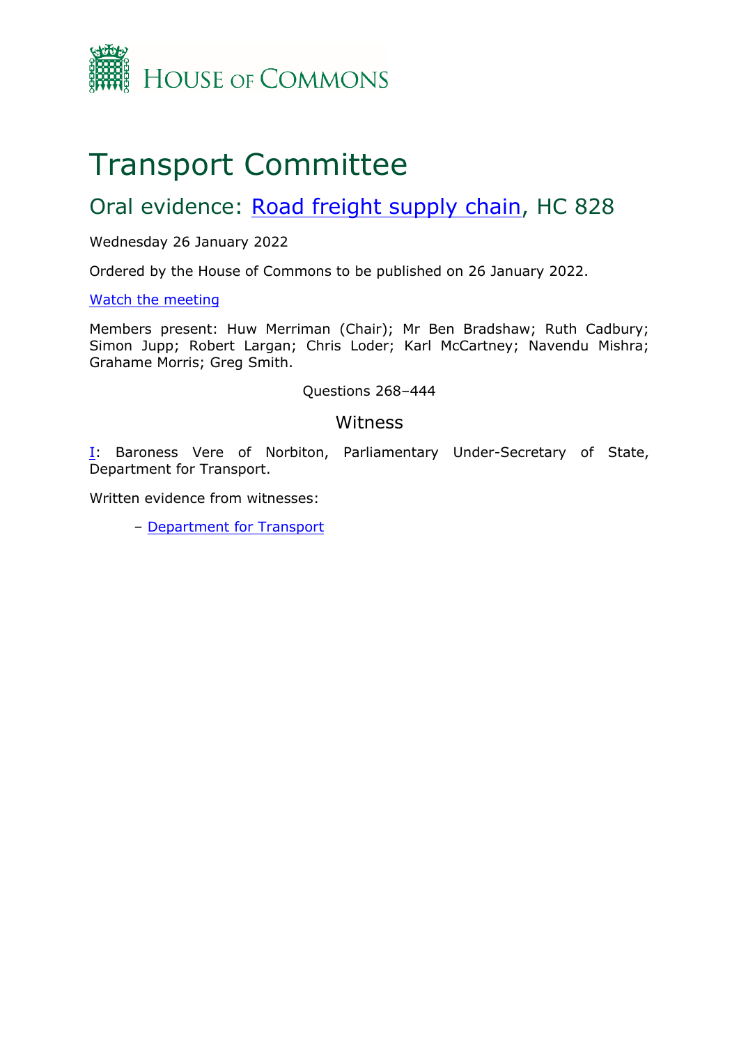HOUSE OF COMMONS

# Transport Committee

## Oral evidence: Road freight supply chain, HC 828

Wednesday 26 January 2022

Ordered by the House of Commons to be published on 26 January 2022.

Watch the meeting

Members present: Huw Merriman (Chair); Mr Ben Bradshaw; Ruth Cadbury; Simon Jupp; Robert Largan; Chris Loder; Karl McCartney; Navendu Mishra; Grahame Morris; Greg Smith.

Questions 268–444

### Witness

I: Baroness Vere of Norbiton, Parliamentary Under-Secretary of State, Department for Transport.

Written evidence from witnesses:

– Department for Transport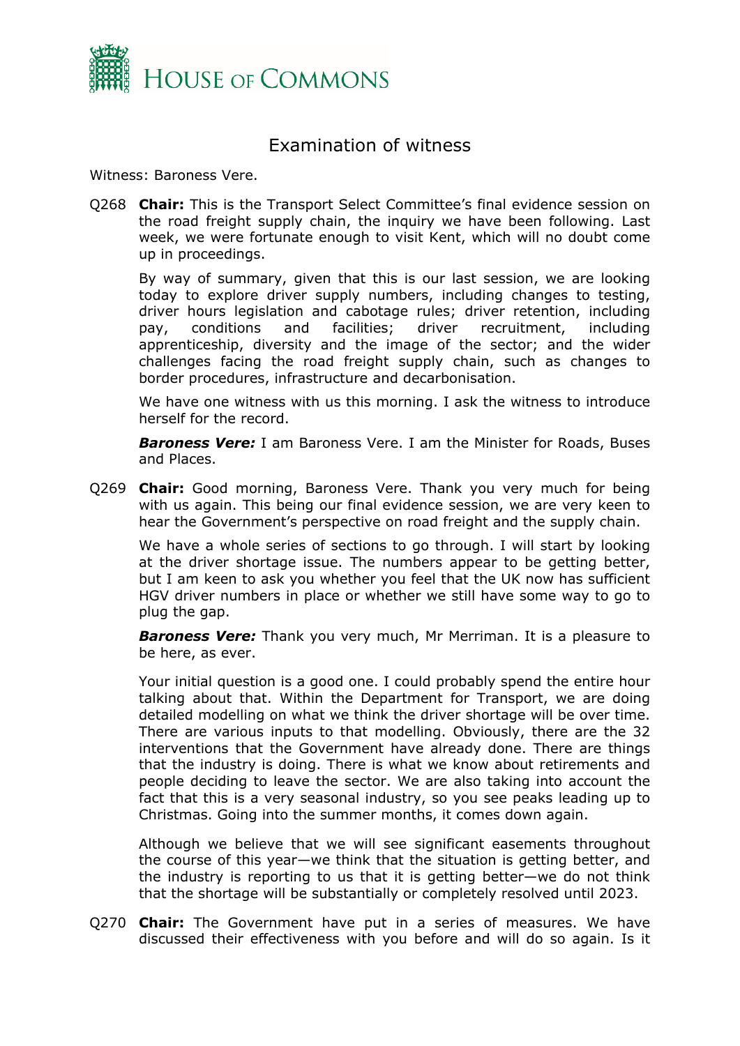# Examination of witness

Witness: Baroness Vere.

Q268 **Chair:** This is the Transport Select Committee's final evidence session on the road freight supply chain, the inquiry we have been following. Last week, we were fortunate enough to visit Kent, which will no doubt come up in proceedings.

By way of summary, given that this is our last session, we are looking today to explore driver supply numbers, including changes to testing, driver hours legislation and cabotage rules; driver retention, including pay, conditions and facilities; driver recruitment, including apprenticeship, diversity and the image of the sector; and the wider challenges facing the road freight supply chain, such as changes to border procedures, infrastructure and decarbonisation.

We have one witness with us this morning. I ask the witness to introduce herself for the record.

***Baroness Vere:*** I am Baroness Vere. I am the Minister for Roads, Buses and Places.

Q269 **Chair:** Good morning, Baroness Vere. Thank you very much for being with us again. This being our final evidence session, we are very keen to hear the Government's perspective on road freight and the supply chain.

We have a whole series of sections to go through. I will start by looking at the driver shortage issue. The numbers appear to be getting better, but I am keen to ask you whether you feel that the UK now has sufficient HGV driver numbers in place or whether we still have some way to go to plug the gap.

***Baroness Vere:*** Thank you very much, Mr Merriman. It is a pleasure to be here, as ever.

Your initial question is a good one. I could probably spend the entire hour talking about that. Within the Department for Transport, we are doing detailed modelling on what we think the driver shortage will be over time. There are various inputs to that modelling. Obviously, there are the 32 interventions that the Government have already done. There are things that the industry is doing. There is what we know about retirements and people deciding to leave the sector. We are also taking into account the fact that this is a very seasonal industry, so you see peaks leading up to Christmas. Going into the summer months, it comes down again.

Although we believe that we will see significant easements throughout the course of this year—we think that the situation is getting better, and the industry is reporting to us that it is getting better—we do not think that the shortage will be substantially or completely resolved until 2023.

Q270 **Chair:** The Government have put in a series of measures. We have discussed their effectiveness with you before and will do so again. Is it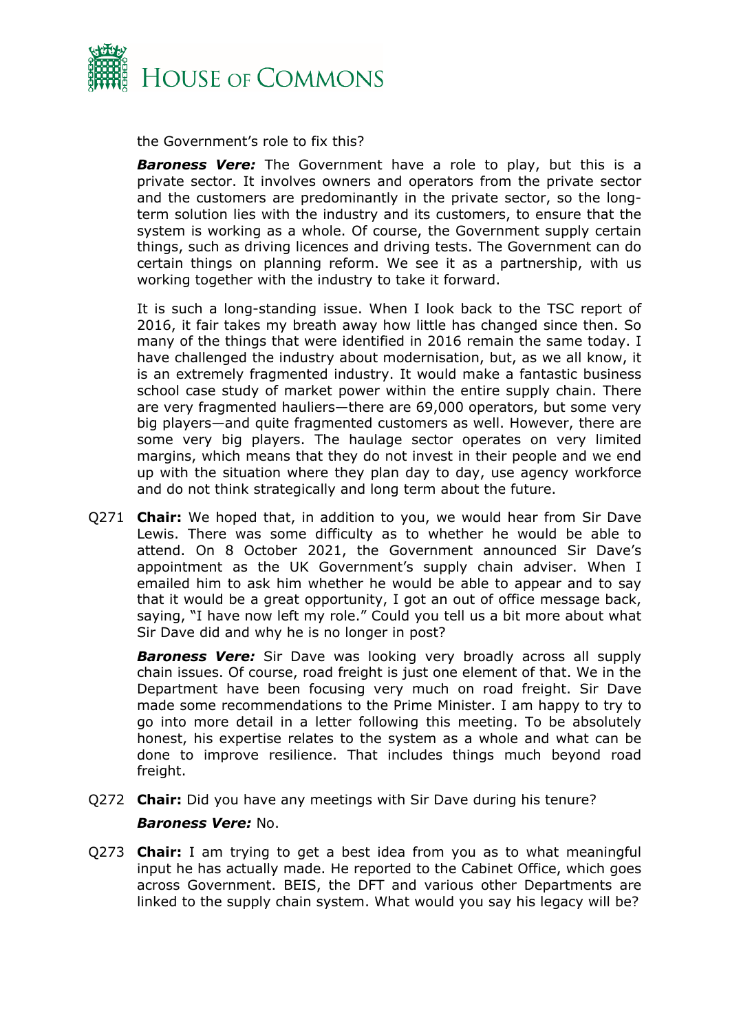the Government's role to fix this?

***Baroness Vere:*** The Government have a role to play, but this is a private sector. It involves owners and operators from the private sector and the customers are predominantly in the private sector, so the long-term solution lies with the industry and its customers, to ensure that the system is working as a whole. Of course, the Government supply certain things, such as driving licences and driving tests. The Government can do certain things on planning reform. We see it as a partnership, with us working together with the industry to take it forward.

It is such a long-standing issue. When I look back to the TSC report of 2016, it fair takes my breath away how little has changed since then. So many of the things that were identified in 2016 remain the same today. I have challenged the industry about modernisation, but, as we all know, it is an extremely fragmented industry. It would make a fantastic business school case study of market power within the entire supply chain. There are very fragmented hauliers—there are 69,000 operators, but some very big players—and quite fragmented customers as well. However, there are some very big players. The haulage sector operates on very limited margins, which means that they do not invest in their people and we end up with the situation where they plan day to day, use agency workforce and do not think strategically and long term about the future.

Q271 **Chair:** We hoped that, in addition to you, we would hear from Sir Dave Lewis. There was some difficulty as to whether he would be able to attend. On 8 October 2021, the Government announced Sir Dave's appointment as the UK Government's supply chain adviser. When I emailed him to ask him whether he would be able to appear and to say that it would be a great opportunity, I got an out of office message back, saying, "I have now left my role." Could you tell us a bit more about what Sir Dave did and why he is no longer in post?

***Baroness Vere:*** Sir Dave was looking very broadly across all supply chain issues. Of course, road freight is just one element of that. We in the Department have been focusing very much on road freight. Sir Dave made some recommendations to the Prime Minister. I am happy to try to go into more detail in a letter following this meeting. To be absolutely honest, his expertise relates to the system as a whole and what can be done to improve resilience. That includes things much beyond road freight.

Q272 **Chair:** Did you have any meetings with Sir Dave during his tenure?

***Baroness Vere:*** No.

Q273 **Chair:** I am trying to get a best idea from you as to what meaningful input he has actually made. He reported to the Cabinet Office, which goes across Government. BEIS, the DFT and various other Departments are linked to the supply chain system. What would you say his legacy will be?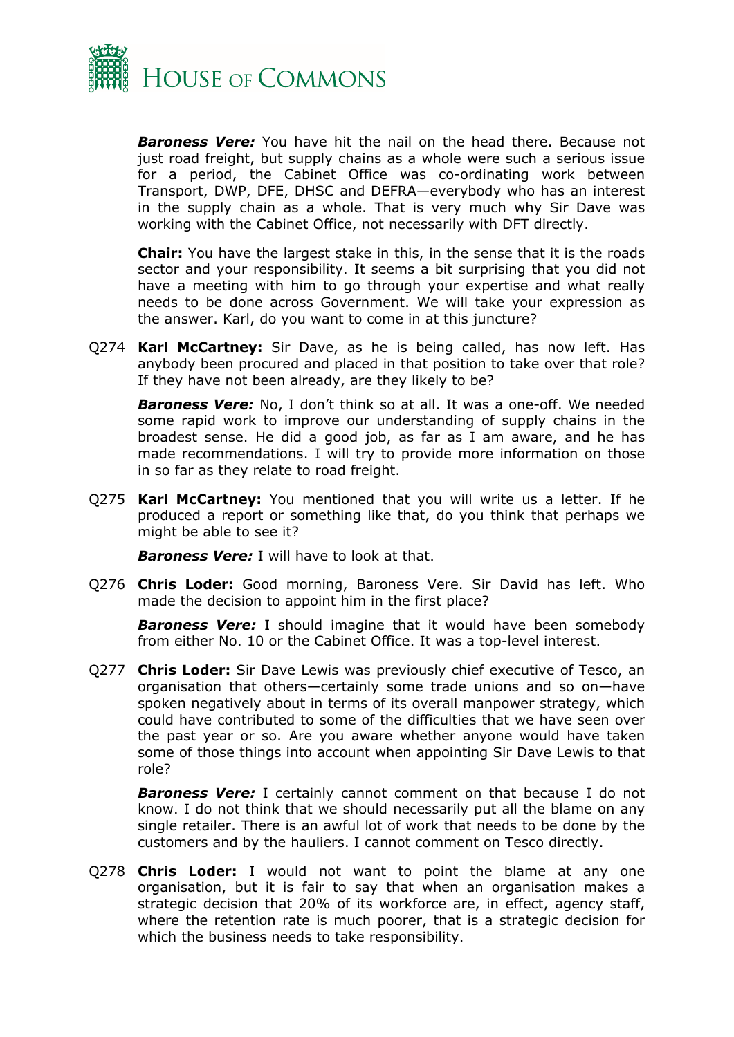***Baroness Vere:*** You have hit the nail on the head there. Because not just road freight, but supply chains as a whole were such a serious issue for a period, the Cabinet Office was co-ordinating work between Transport, DWP, DFE, DHSC and DEFRA—everybody who has an interest in the supply chain as a whole. That is very much why Sir Dave was working with the Cabinet Office, not necessarily with DFT directly.

**Chair:** You have the largest stake in this, in the sense that it is the roads sector and your responsibility. It seems a bit surprising that you did not have a meeting with him to go through your expertise and what really needs to be done across Government. We will take your expression as the answer. Karl, do you want to come in at this juncture?

Q274 **Karl McCartney:** Sir Dave, as he is being called, has now left. Has anybody been procured and placed in that position to take over that role? If they have not been already, are they likely to be?

***Baroness Vere:*** No, I don't think so at all. It was a one-off. We needed some rapid work to improve our understanding of supply chains in the broadest sense. He did a good job, as far as I am aware, and he has made recommendations. I will try to provide more information on those in so far as they relate to road freight.

Q275 **Karl McCartney:** You mentioned that you will write us a letter. If he produced a report or something like that, do you think that perhaps we might be able to see it?

***Baroness Vere:*** I will have to look at that.

Q276 **Chris Loder:** Good morning, Baroness Vere. Sir David has left. Who made the decision to appoint him in the first place?

***Baroness Vere:*** I should imagine that it would have been somebody from either No. 10 or the Cabinet Office. It was a top-level interest.

Q277 **Chris Loder:** Sir Dave Lewis was previously chief executive of Tesco, an organisation that others—certainly some trade unions and so on—have spoken negatively about in terms of its overall manpower strategy, which could have contributed to some of the difficulties that we have seen over the past year or so. Are you aware whether anyone would have taken some of those things into account when appointing Sir Dave Lewis to that role?

***Baroness Vere:*** I certainly cannot comment on that because I do not know. I do not think that we should necessarily put all the blame on any single retailer. There is an awful lot of work that needs to be done by the customers and by the hauliers. I cannot comment on Tesco directly.

Q278 **Chris Loder:** I would not want to point the blame at any one organisation, but it is fair to say that when an organisation makes a strategic decision that 20% of its workforce are, in effect, agency staff, where the retention rate is much poorer, that is a strategic decision for which the business needs to take responsibility.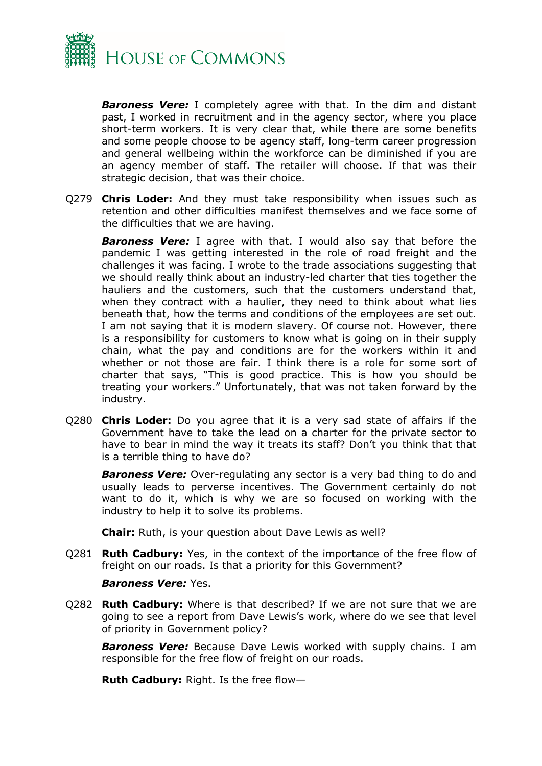***Baroness Vere:*** I completely agree with that. In the dim and distant past, I worked in recruitment and in the agency sector, where you place short-term workers. It is very clear that, while there are some benefits and some people choose to be agency staff, long-term career progression and general wellbeing within the workforce can be diminished if you are an agency member of staff. The retailer will choose. If that was their strategic decision, that was their choice.

Q279 **Chris Loder:** And they must take responsibility when issues such as retention and other difficulties manifest themselves and we face some of the difficulties that we are having.

***Baroness Vere:*** I agree with that. I would also say that before the pandemic I was getting interested in the role of road freight and the challenges it was facing. I wrote to the trade associations suggesting that we should really think about an industry-led charter that ties together the hauliers and the customers, such that the customers understand that, when they contract with a haulier, they need to think about what lies beneath that, how the terms and conditions of the employees are set out. I am not saying that it is modern slavery. Of course not. However, there is a responsibility for customers to know what is going on in their supply chain, what the pay and conditions are for the workers within it and whether or not those are fair. I think there is a role for some sort of charter that says, "This is good practice. This is how you should be treating your workers." Unfortunately, that was not taken forward by the industry.

Q280 **Chris Loder:** Do you agree that it is a very sad state of affairs if the Government have to take the lead on a charter for the private sector to have to bear in mind the way it treats its staff? Don't you think that that is a terrible thing to have do?

***Baroness Vere:*** Over-regulating any sector is a very bad thing to do and usually leads to perverse incentives. The Government certainly do not want to do it, which is why we are so focused on working with the industry to help it to solve its problems.

**Chair:** Ruth, is your question about Dave Lewis as well?

Q281 **Ruth Cadbury:** Yes, in the context of the importance of the free flow of freight on our roads. Is that a priority for this Government?

***Baroness Vere:*** Yes.

Q282 **Ruth Cadbury:** Where is that described? If we are not sure that we are going to see a report from Dave Lewis's work, where do we see that level of priority in Government policy?

***Baroness Vere:*** Because Dave Lewis worked with supply chains. I am responsible for the free flow of freight on our roads.

**Ruth Cadbury:** Right. Is the free flow—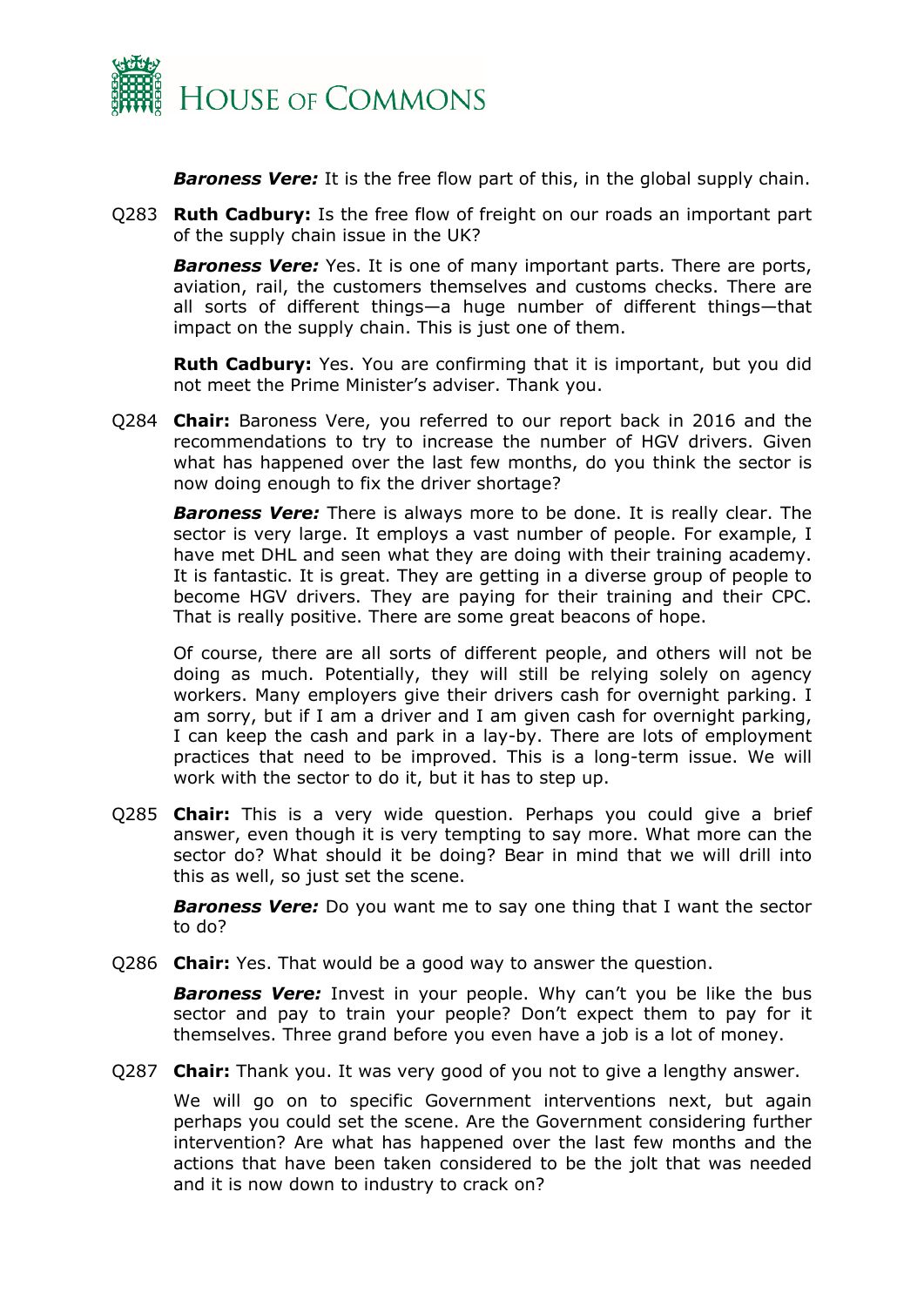***Baroness Vere:*** It is the free flow part of this, in the global supply chain.

Q283 **Ruth Cadbury:** Is the free flow of freight on our roads an important part of the supply chain issue in the UK?

***Baroness Vere:*** Yes. It is one of many important parts. There are ports, aviation, rail, the customers themselves and customs checks. There are all sorts of different things—a huge number of different things—that impact on the supply chain. This is just one of them.

**Ruth Cadbury:** Yes. You are confirming that it is important, but you did not meet the Prime Minister's adviser. Thank you.

Q284 **Chair:** Baroness Vere, you referred to our report back in 2016 and the recommendations to try to increase the number of HGV drivers. Given what has happened over the last few months, do you think the sector is now doing enough to fix the driver shortage?

***Baroness Vere:*** There is always more to be done. It is really clear. The sector is very large. It employs a vast number of people. For example, I have met DHL and seen what they are doing with their training academy. It is fantastic. It is great. They are getting in a diverse group of people to become HGV drivers. They are paying for their training and their CPC. That is really positive. There are some great beacons of hope.

Of course, there are all sorts of different people, and others will not be doing as much. Potentially, they will still be relying solely on agency workers. Many employers give their drivers cash for overnight parking. I am sorry, but if I am a driver and I am given cash for overnight parking, I can keep the cash and park in a lay-by. There are lots of employment practices that need to be improved. This is a long-term issue. We will work with the sector to do it, but it has to step up.

Q285 **Chair:** This is a very wide question. Perhaps you could give a brief answer, even though it is very tempting to say more. What more can the sector do? What should it be doing? Bear in mind that we will drill into this as well, so just set the scene.

***Baroness Vere:*** Do you want me to say one thing that I want the sector to do?

Q286 **Chair:** Yes. That would be a good way to answer the question.

***Baroness Vere:*** Invest in your people. Why can't you be like the bus sector and pay to train your people? Don't expect them to pay for it themselves. Three grand before you even have a job is a lot of money.

Q287 **Chair:** Thank you. It was very good of you not to give a lengthy answer.

We will go on to specific Government interventions next, but again perhaps you could set the scene. Are the Government considering further intervention? Are what has happened over the last few months and the actions that have been taken considered to be the jolt that was needed and it is now down to industry to crack on?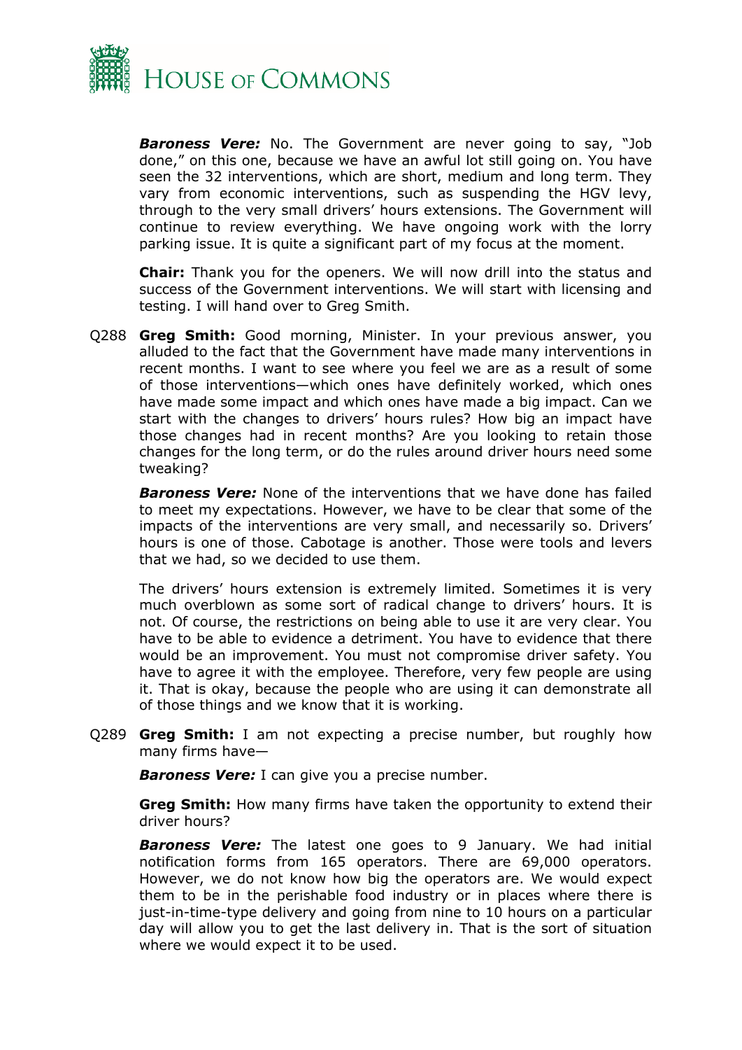***Baroness Vere:*** No. The Government are never going to say, "Job done," on this one, because we have an awful lot still going on. You have seen the 32 interventions, which are short, medium and long term. They vary from economic interventions, such as suspending the HGV levy, through to the very small drivers' hours extensions. The Government will continue to review everything. We have ongoing work with the lorry parking issue. It is quite a significant part of my focus at the moment.

**Chair:** Thank you for the openers. We will now drill into the status and success of the Government interventions. We will start with licensing and testing. I will hand over to Greg Smith.

Q288 **Greg Smith:** Good morning, Minister. In your previous answer, you alluded to the fact that the Government have made many interventions in recent months. I want to see where you feel we are as a result of some of those interventions—which ones have definitely worked, which ones have made some impact and which ones have made a big impact. Can we start with the changes to drivers' hours rules? How big an impact have those changes had in recent months? Are you looking to retain those changes for the long term, or do the rules around driver hours need some tweaking?

***Baroness Vere:*** None of the interventions that we have done has failed to meet my expectations. However, we have to be clear that some of the impacts of the interventions are very small, and necessarily so. Drivers' hours is one of those. Cabotage is another. Those were tools and levers that we had, so we decided to use them.

The drivers' hours extension is extremely limited. Sometimes it is very much overblown as some sort of radical change to drivers' hours. It is not. Of course, the restrictions on being able to use it are very clear. You have to be able to evidence a detriment. You have to evidence that there would be an improvement. You must not compromise driver safety. You have to agree it with the employee. Therefore, very few people are using it. That is okay, because the people who are using it can demonstrate all of those things and we know that it is working.

Q289 **Greg Smith:** I am not expecting a precise number, but roughly how many firms have—

***Baroness Vere:*** I can give you a precise number.

**Greg Smith:** How many firms have taken the opportunity to extend their driver hours?

***Baroness Vere:*** The latest one goes to 9 January. We had initial notification forms from 165 operators. There are 69,000 operators. However, we do not know how big the operators are. We would expect them to be in the perishable food industry or in places where there is just-in-time-type delivery and going from nine to 10 hours on a particular day will allow you to get the last delivery in. That is the sort of situation where we would expect it to be used.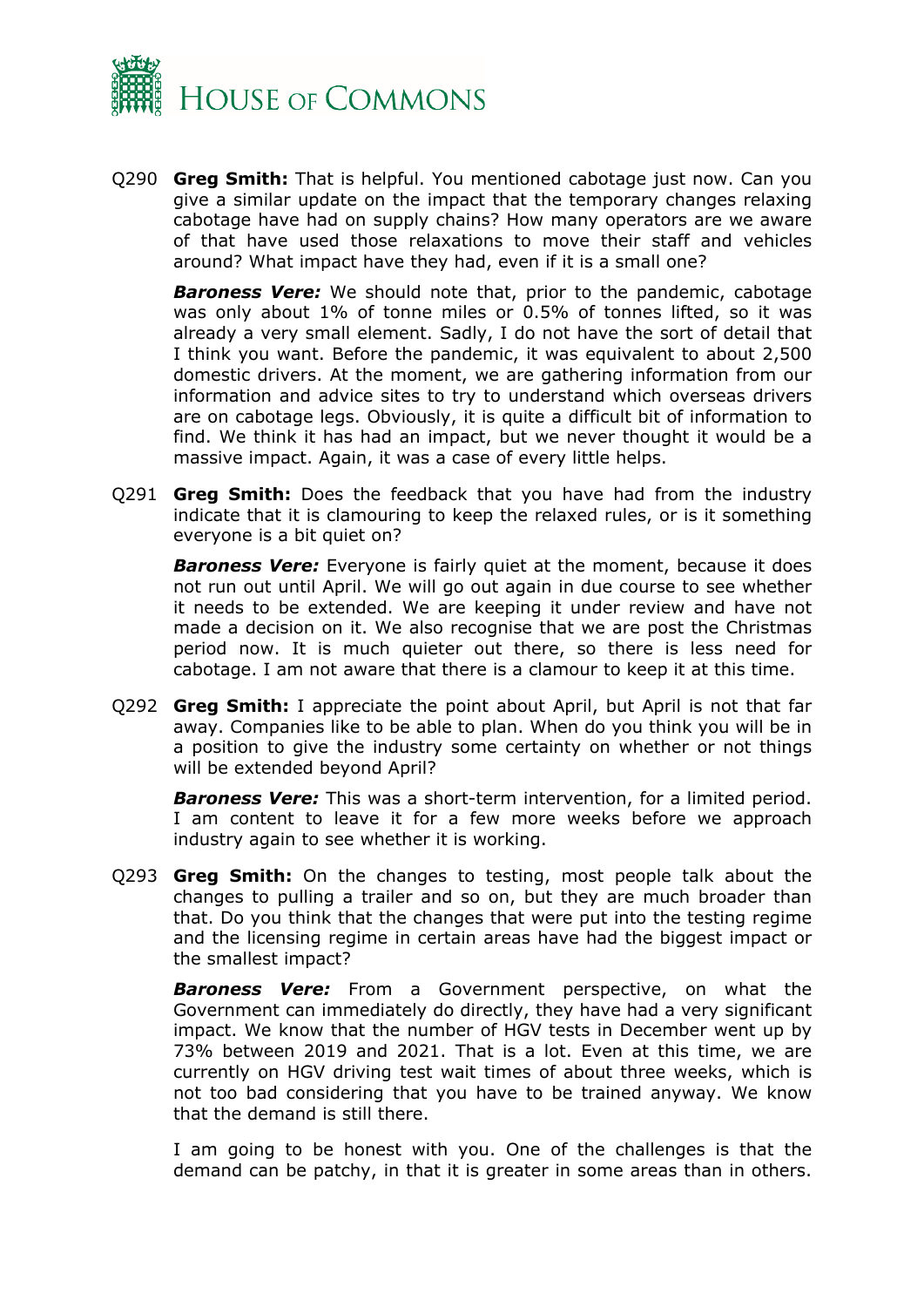Q290 **Greg Smith:** That is helpful. You mentioned cabotage just now. Can you give a similar update on the impact that the temporary changes relaxing cabotage have had on supply chains? How many operators are we aware of that have used those relaxations to move their staff and vehicles around? What impact have they had, even if it is a small one?

***Baroness Vere:*** We should note that, prior to the pandemic, cabotage was only about 1% of tonne miles or 0.5% of tonnes lifted, so it was already a very small element. Sadly, I do not have the sort of detail that I think you want. Before the pandemic, it was equivalent to about 2,500 domestic drivers. At the moment, we are gathering information from our information and advice sites to try to understand which overseas drivers are on cabotage legs. Obviously, it is quite a difficult bit of information to find. We think it has had an impact, but we never thought it would be a massive impact. Again, it was a case of every little helps.

Q291 **Greg Smith:** Does the feedback that you have had from the industry indicate that it is clamouring to keep the relaxed rules, or is it something everyone is a bit quiet on?

***Baroness Vere:*** Everyone is fairly quiet at the moment, because it does not run out until April. We will go out again in due course to see whether it needs to be extended. We are keeping it under review and have not made a decision on it. We also recognise that we are post the Christmas period now. It is much quieter out there, so there is less need for cabotage. I am not aware that there is a clamour to keep it at this time.

Q292 **Greg Smith:** I appreciate the point about April, but April is not that far away. Companies like to be able to plan. When do you think you will be in a position to give the industry some certainty on whether or not things will be extended beyond April?

***Baroness Vere:*** This was a short-term intervention, for a limited period. I am content to leave it for a few more weeks before we approach industry again to see whether it is working.

Q293 **Greg Smith:** On the changes to testing, most people talk about the changes to pulling a trailer and so on, but they are much broader than that. Do you think that the changes that were put into the testing regime and the licensing regime in certain areas have had the biggest impact or the smallest impact?

***Baroness Vere:*** From a Government perspective, on what the Government can immediately do directly, they have had a very significant impact. We know that the number of HGV tests in December went up by 73% between 2019 and 2021. That is a lot. Even at this time, we are currently on HGV driving test wait times of about three weeks, which is not too bad considering that you have to be trained anyway. We know that the demand is still there.

I am going to be honest with you. One of the challenges is that the demand can be patchy, in that it is greater in some areas than in others.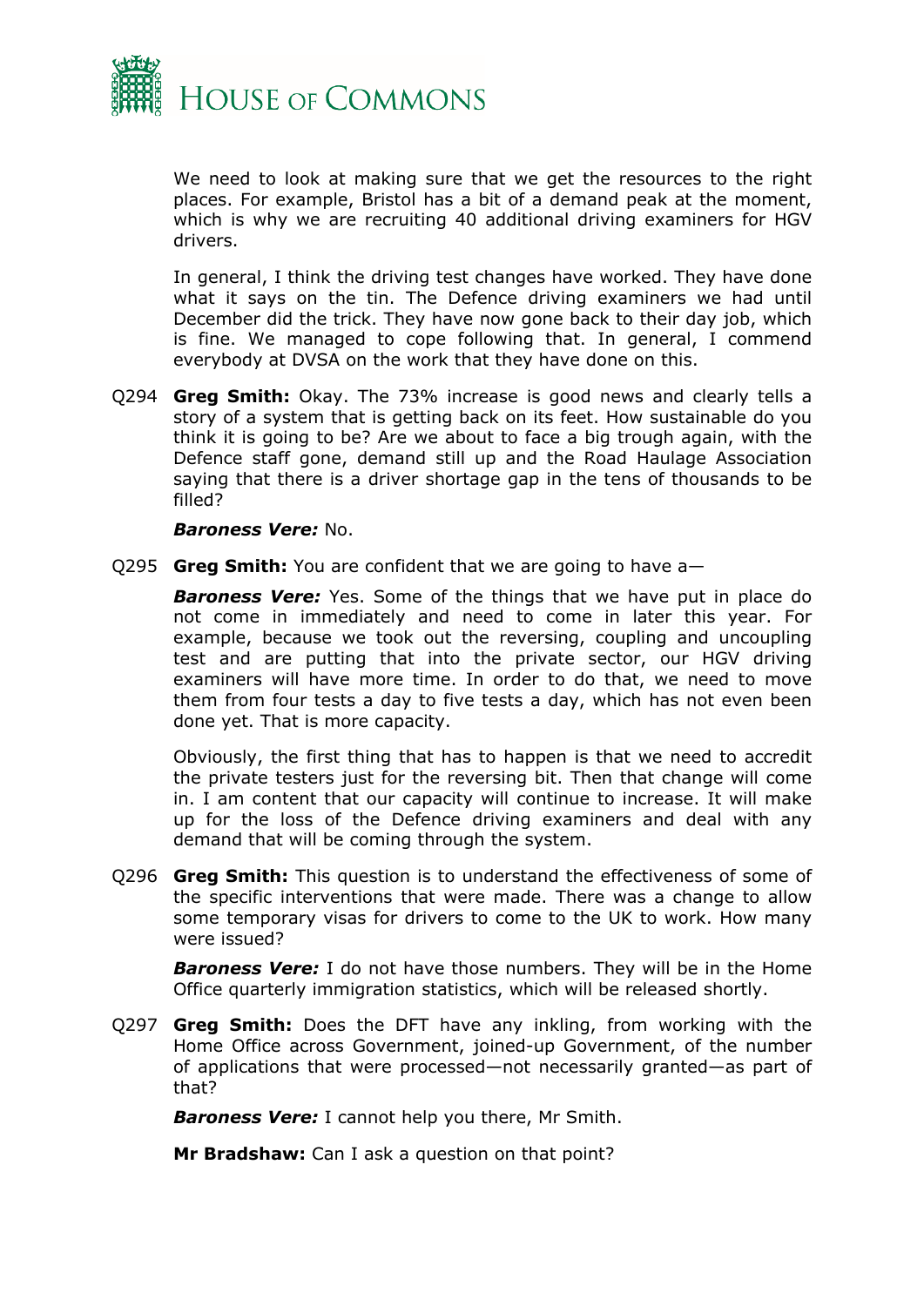We need to look at making sure that we get the resources to the right places. For example, Bristol has a bit of a demand peak at the moment, which is why we are recruiting 40 additional driving examiners for HGV drivers.

In general, I think the driving test changes have worked. They have done what it says on the tin. The Defence driving examiners we had until December did the trick. They have now gone back to their day job, which is fine. We managed to cope following that. In general, I commend everybody at DVSA on the work that they have done on this.

Q294 **Greg Smith:** Okay. The 73% increase is good news and clearly tells a story of a system that is getting back on its feet. How sustainable do you think it is going to be? Are we about to face a big trough again, with the Defence staff gone, demand still up and the Road Haulage Association saying that there is a driver shortage gap in the tens of thousands to be filled?

***Baroness Vere:*** No.

Q295 **Greg Smith:** You are confident that we are going to have a—

***Baroness Vere:*** Yes. Some of the things that we have put in place do not come in immediately and need to come in later this year. For example, because we took out the reversing, coupling and uncoupling test and are putting that into the private sector, our HGV driving examiners will have more time. In order to do that, we need to move them from four tests a day to five tests a day, which has not even been done yet. That is more capacity.

Obviously, the first thing that has to happen is that we need to accredit the private testers just for the reversing bit. Then that change will come in. I am content that our capacity will continue to increase. It will make up for the loss of the Defence driving examiners and deal with any demand that will be coming through the system.

Q296 **Greg Smith:** This question is to understand the effectiveness of some of the specific interventions that were made. There was a change to allow some temporary visas for drivers to come to the UK to work. How many were issued?

***Baroness Vere:*** I do not have those numbers. They will be in the Home Office quarterly immigration statistics, which will be released shortly.

Q297 **Greg Smith:** Does the DFT have any inkling, from working with the Home Office across Government, joined-up Government, of the number of applications that were processed—not necessarily granted—as part of that?

***Baroness Vere:*** I cannot help you there, Mr Smith.

**Mr Bradshaw:** Can I ask a question on that point?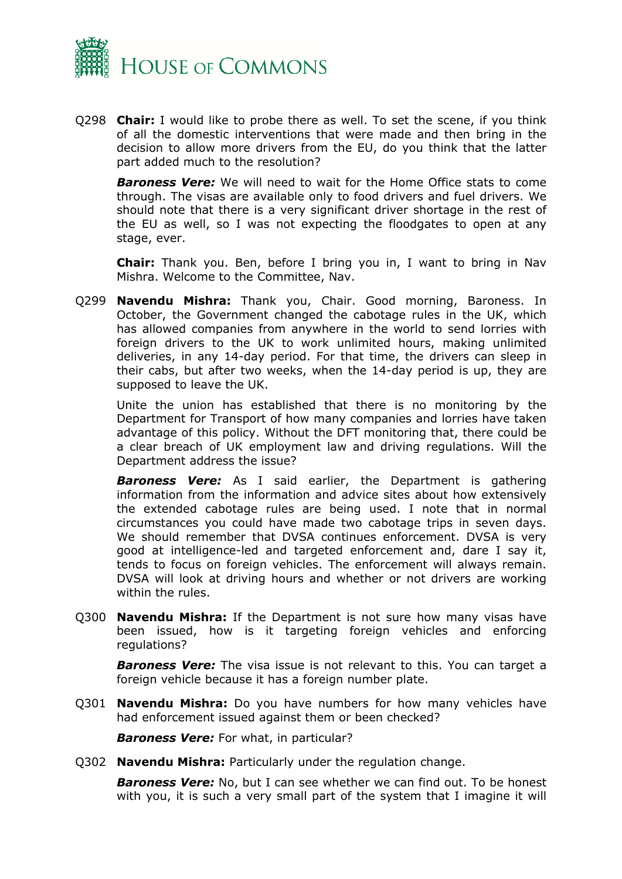Q298 **Chair:** I would like to probe there as well. To set the scene, if you think of all the domestic interventions that were made and then bring in the decision to allow more drivers from the EU, do you think that the latter part added much to the resolution?

***Baroness Vere:*** We will need to wait for the Home Office stats to come through. The visas are available only to food drivers and fuel drivers. We should note that there is a very significant driver shortage in the rest of the EU as well, so I was not expecting the floodgates to open at any stage, ever.

**Chair:** Thank you. Ben, before I bring you in, I want to bring in Nav Mishra. Welcome to the Committee, Nav.

Q299 **Navendu Mishra:** Thank you, Chair. Good morning, Baroness. In October, the Government changed the cabotage rules in the UK, which has allowed companies from anywhere in the world to send lorries with foreign drivers to the UK to work unlimited hours, making unlimited deliveries, in any 14-day period. For that time, the drivers can sleep in their cabs, but after two weeks, when the 14-day period is up, they are supposed to leave the UK.

Unite the union has established that there is no monitoring by the Department for Transport of how many companies and lorries have taken advantage of this policy. Without the DFT monitoring that, there could be a clear breach of UK employment law and driving regulations. Will the Department address the issue?

***Baroness Vere:*** As I said earlier, the Department is gathering information from the information and advice sites about how extensively the extended cabotage rules are being used. I note that in normal circumstances you could have made two cabotage trips in seven days. We should remember that DVSA continues enforcement. DVSA is very good at intelligence-led and targeted enforcement and, dare I say it, tends to focus on foreign vehicles. The enforcement will always remain. DVSA will look at driving hours and whether or not drivers are working within the rules.

Q300 **Navendu Mishra:** If the Department is not sure how many visas have been issued, how is it targeting foreign vehicles and enforcing regulations?

***Baroness Vere:*** The visa issue is not relevant to this. You can target a foreign vehicle because it has a foreign number plate.

Q301 **Navendu Mishra:** Do you have numbers for how many vehicles have had enforcement issued against them or been checked?

***Baroness Vere:*** For what, in particular?

Q302 **Navendu Mishra:** Particularly under the regulation change.

***Baroness Vere:*** No, but I can see whether we can find out. To be honest with you, it is such a very small part of the system that I imagine it will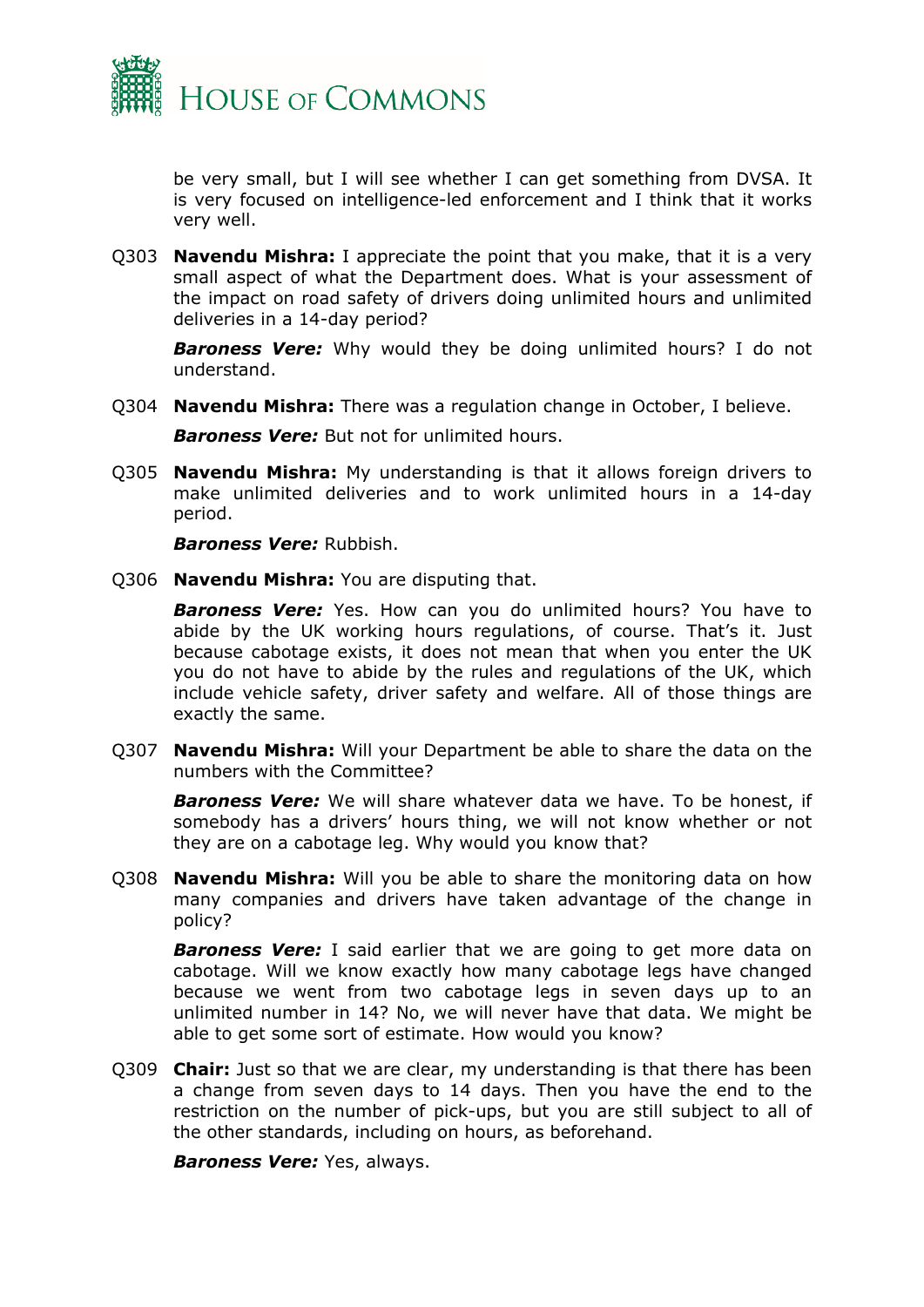be very small, but I will see whether I can get something from DVSA. It is very focused on intelligence-led enforcement and I think that it works very well.

Q303 **Navendu Mishra:** I appreciate the point that you make, that it is a very small aspect of what the Department does. What is your assessment of the impact on road safety of drivers doing unlimited hours and unlimited deliveries in a 14-day period?

***Baroness Vere:*** Why would they be doing unlimited hours? I do not understand.

Q304 **Navendu Mishra:** There was a regulation change in October, I believe.

***Baroness Vere:*** But not for unlimited hours.

Q305 **Navendu Mishra:** My understanding is that it allows foreign drivers to make unlimited deliveries and to work unlimited hours in a 14-day period.

***Baroness Vere:*** Rubbish.

Q306 **Navendu Mishra:** You are disputing that.

***Baroness Vere:*** Yes. How can you do unlimited hours? You have to abide by the UK working hours regulations, of course. That's it. Just because cabotage exists, it does not mean that when you enter the UK you do not have to abide by the rules and regulations of the UK, which include vehicle safety, driver safety and welfare. All of those things are exactly the same.

Q307 **Navendu Mishra:** Will your Department be able to share the data on the numbers with the Committee?

***Baroness Vere:*** We will share whatever data we have. To be honest, if somebody has a drivers' hours thing, we will not know whether or not they are on a cabotage leg. Why would you know that?

Q308 **Navendu Mishra:** Will you be able to share the monitoring data on how many companies and drivers have taken advantage of the change in policy?

***Baroness Vere:*** I said earlier that we are going to get more data on cabotage. Will we know exactly how many cabotage legs have changed because we went from two cabotage legs in seven days up to an unlimited number in 14? No, we will never have that data. We might be able to get some sort of estimate. How would you know?

Q309 **Chair:** Just so that we are clear, my understanding is that there has been a change from seven days to 14 days. Then you have the end to the restriction on the number of pick-ups, but you are still subject to all of the other standards, including on hours, as beforehand.

***Baroness Vere:*** Yes, always.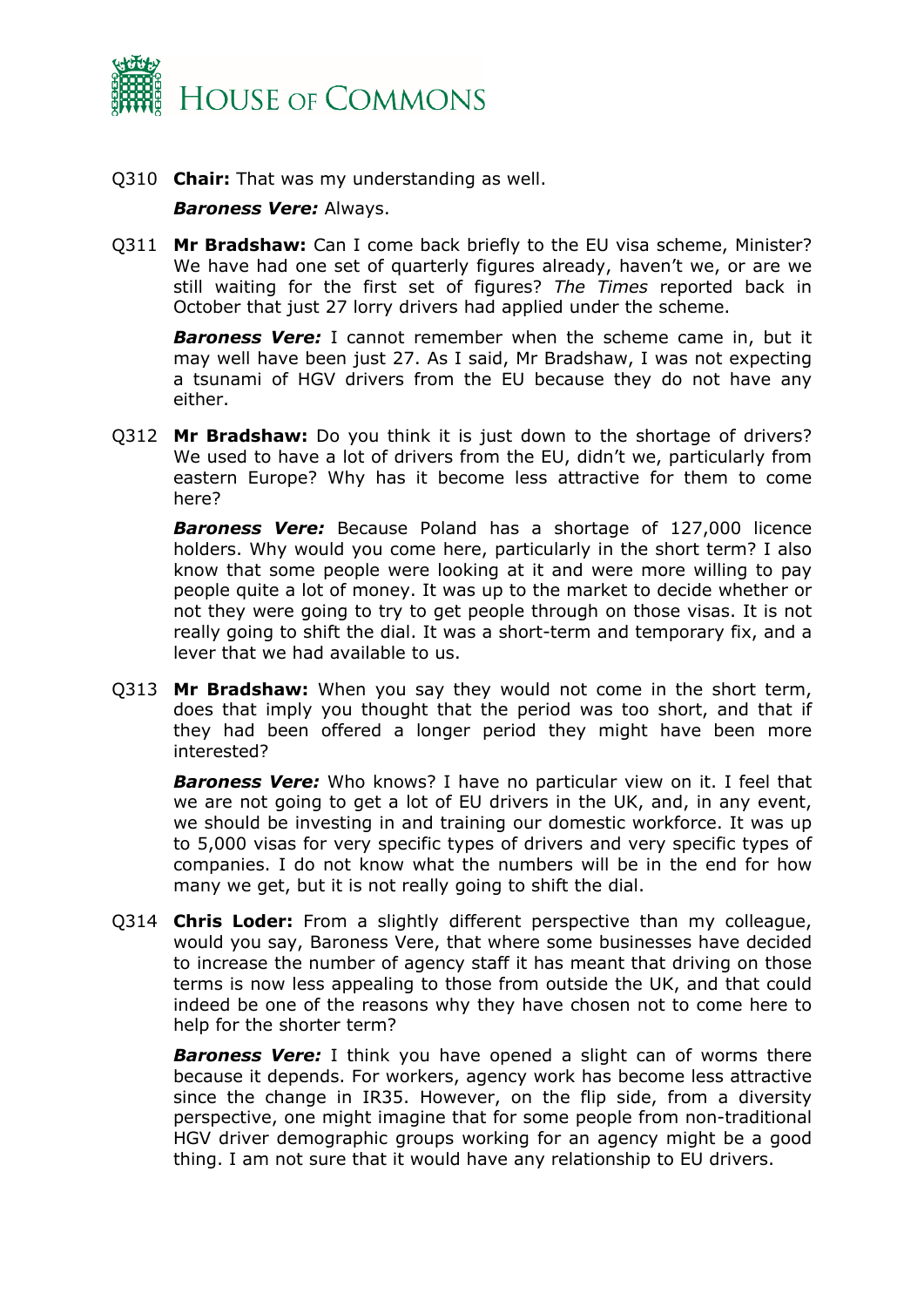Q310 **Chair:** That was my understanding as well.

***Baroness Vere:*** Always.

Q311 **Mr Bradshaw:** Can I come back briefly to the EU visa scheme, Minister? We have had one set of quarterly figures already, haven't we, or are we still waiting for the first set of figures? *The Times* reported back in October that just 27 lorry drivers had applied under the scheme.

***Baroness Vere:*** I cannot remember when the scheme came in, but it may well have been just 27. As I said, Mr Bradshaw, I was not expecting a tsunami of HGV drivers from the EU because they do not have any either.

Q312 **Mr Bradshaw:** Do you think it is just down to the shortage of drivers? We used to have a lot of drivers from the EU, didn't we, particularly from eastern Europe? Why has it become less attractive for them to come here?

***Baroness Vere:*** Because Poland has a shortage of 127,000 licence holders. Why would you come here, particularly in the short term? I also know that some people were looking at it and were more willing to pay people quite a lot of money. It was up to the market to decide whether or not they were going to try to get people through on those visas. It is not really going to shift the dial. It was a short-term and temporary fix, and a lever that we had available to us.

Q313 **Mr Bradshaw:** When you say they would not come in the short term, does that imply you thought that the period was too short, and that if they had been offered a longer period they might have been more interested?

***Baroness Vere:*** Who knows? I have no particular view on it. I feel that we are not going to get a lot of EU drivers in the UK, and, in any event, we should be investing in and training our domestic workforce. It was up to 5,000 visas for very specific types of drivers and very specific types of companies. I do not know what the numbers will be in the end for how many we get, but it is not really going to shift the dial.

Q314 **Chris Loder:** From a slightly different perspective than my colleague, would you say, Baroness Vere, that where some businesses have decided to increase the number of agency staff it has meant that driving on those terms is now less appealing to those from outside the UK, and that could indeed be one of the reasons why they have chosen not to come here to help for the shorter term?

***Baroness Vere:*** I think you have opened a slight can of worms there because it depends. For workers, agency work has become less attractive since the change in IR35. However, on the flip side, from a diversity perspective, one might imagine that for some people from non-traditional HGV driver demographic groups working for an agency might be a good thing. I am not sure that it would have any relationship to EU drivers.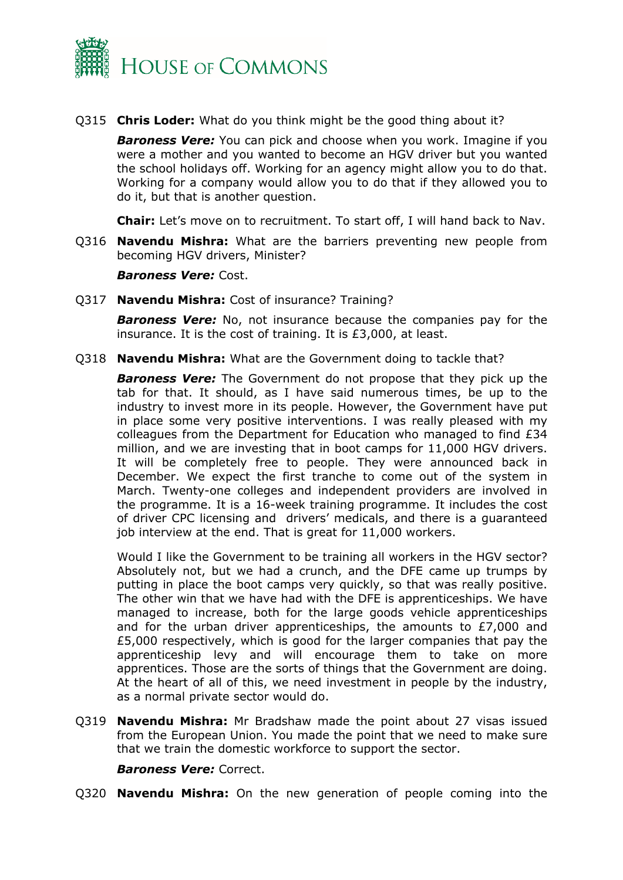Q315 **Chris Loder:** What do you think might be the good thing about it?

***Baroness Vere:*** You can pick and choose when you work. Imagine if you were a mother and you wanted to become an HGV driver but you wanted the school holidays off. Working for an agency might allow you to do that. Working for a company would allow you to do that if they allowed you to do it, but that is another question.

**Chair:** Let's move on to recruitment. To start off, I will hand back to Nav.

Q316 **Navendu Mishra:** What are the barriers preventing new people from becoming HGV drivers, Minister?

***Baroness Vere:*** Cost.

Q317 **Navendu Mishra:** Cost of insurance? Training?

***Baroness Vere:*** No, not insurance because the companies pay for the insurance. It is the cost of training. It is £3,000, at least.

Q318 **Navendu Mishra:** What are the Government doing to tackle that?

***Baroness Vere:*** The Government do not propose that they pick up the tab for that. It should, as I have said numerous times, be up to the industry to invest more in its people. However, the Government have put in place some very positive interventions. I was really pleased with my colleagues from the Department for Education who managed to find £34 million, and we are investing that in boot camps for 11,000 HGV drivers. It will be completely free to people. They were announced back in December. We expect the first tranche to come out of the system in March. Twenty-one colleges and independent providers are involved in the programme. It is a 16-week training programme. It includes the cost of driver CPC licensing and drivers' medicals, and there is a guaranteed job interview at the end. That is great for 11,000 workers.

Would I like the Government to be training all workers in the HGV sector? Absolutely not, but we had a crunch, and the DFE came up trumps by putting in place the boot camps very quickly, so that was really positive. The other win that we have had with the DFE is apprenticeships. We have managed to increase, both for the large goods vehicle apprenticeships and for the urban driver apprenticeships, the amounts to £7,000 and £5,000 respectively, which is good for the larger companies that pay the apprenticeship levy and will encourage them to take on more apprentices. Those are the sorts of things that the Government are doing. At the heart of all of this, we need investment in people by the industry, as a normal private sector would do.

Q319 **Navendu Mishra:** Mr Bradshaw made the point about 27 visas issued from the European Union. You made the point that we need to make sure that we train the domestic workforce to support the sector.

***Baroness Vere:*** Correct.

Q320 **Navendu Mishra:** On the new generation of people coming into the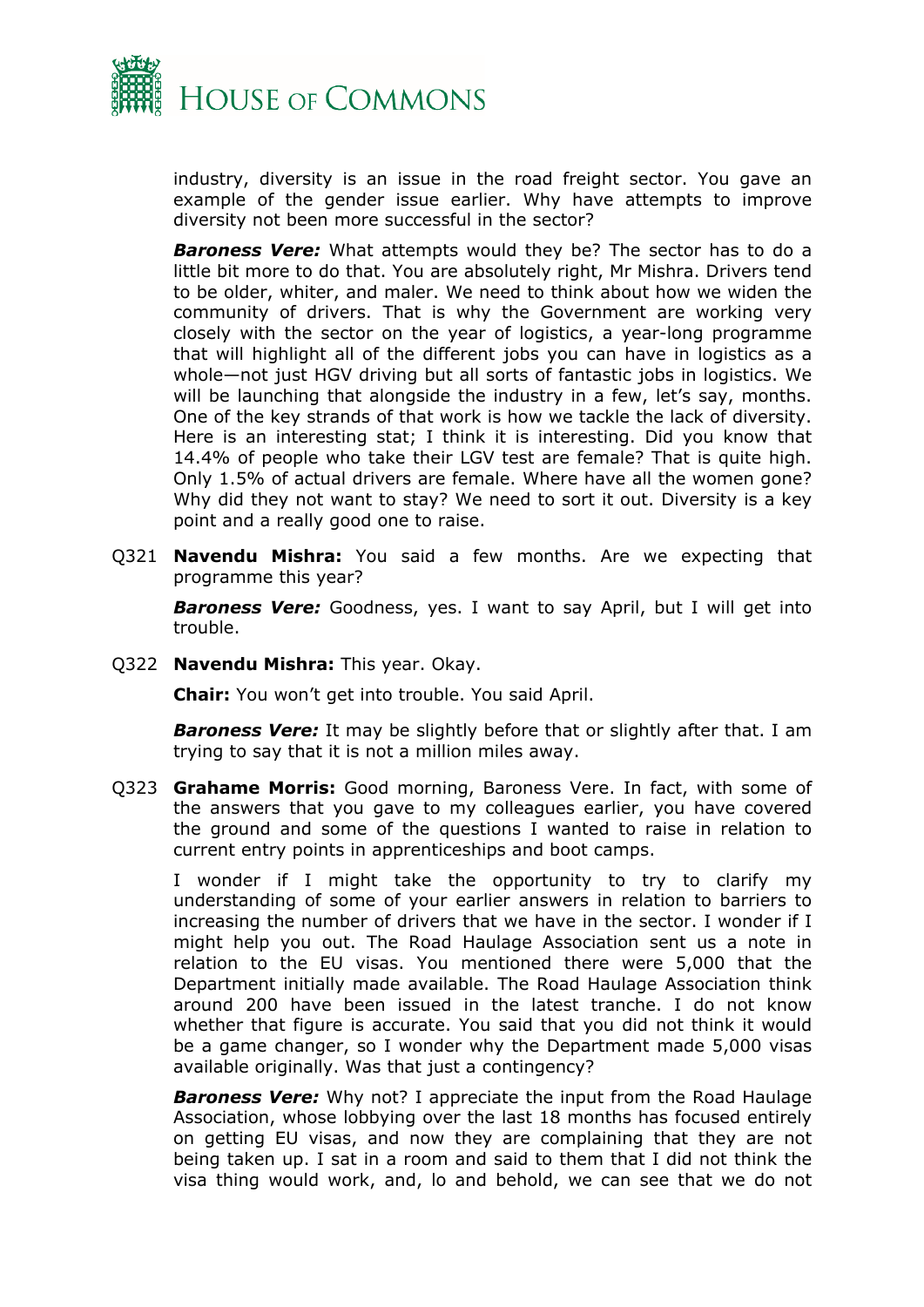industry, diversity is an issue in the road freight sector. You gave an example of the gender issue earlier. Why have attempts to improve diversity not been more successful in the sector?

***Baroness Vere:*** What attempts would they be? The sector has to do a little bit more to do that. You are absolutely right, Mr Mishra. Drivers tend to be older, whiter, and maler. We need to think about how we widen the community of drivers. That is why the Government are working very closely with the sector on the year of logistics, a year-long programme that will highlight all of the different jobs you can have in logistics as a whole—not just HGV driving but all sorts of fantastic jobs in logistics. We will be launching that alongside the industry in a few, let's say, months. One of the key strands of that work is how we tackle the lack of diversity. Here is an interesting stat; I think it is interesting. Did you know that 14.4% of people who take their LGV test are female? That is quite high. Only 1.5% of actual drivers are female. Where have all the women gone? Why did they not want to stay? We need to sort it out. Diversity is a key point and a really good one to raise.

Q321 **Navendu Mishra:** You said a few months. Are we expecting that programme this year?

***Baroness Vere:*** Goodness, yes. I want to say April, but I will get into trouble.

Q322 **Navendu Mishra:** This year. Okay.

**Chair:** You won't get into trouble. You said April.

***Baroness Vere:*** It may be slightly before that or slightly after that. I am trying to say that it is not a million miles away.

Q323 **Grahame Morris:** Good morning, Baroness Vere. In fact, with some of the answers that you gave to my colleagues earlier, you have covered the ground and some of the questions I wanted to raise in relation to current entry points in apprenticeships and boot camps.

I wonder if I might take the opportunity to try to clarify my understanding of some of your earlier answers in relation to barriers to increasing the number of drivers that we have in the sector. I wonder if I might help you out. The Road Haulage Association sent us a note in relation to the EU visas. You mentioned there were 5,000 that the Department initially made available. The Road Haulage Association think around 200 have been issued in the latest tranche. I do not know whether that figure is accurate. You said that you did not think it would be a game changer, so I wonder why the Department made 5,000 visas available originally. Was that just a contingency?

***Baroness Vere:*** Why not? I appreciate the input from the Road Haulage Association, whose lobbying over the last 18 months has focused entirely on getting EU visas, and now they are complaining that they are not being taken up. I sat in a room and said to them that I did not think the visa thing would work, and, lo and behold, we can see that we do not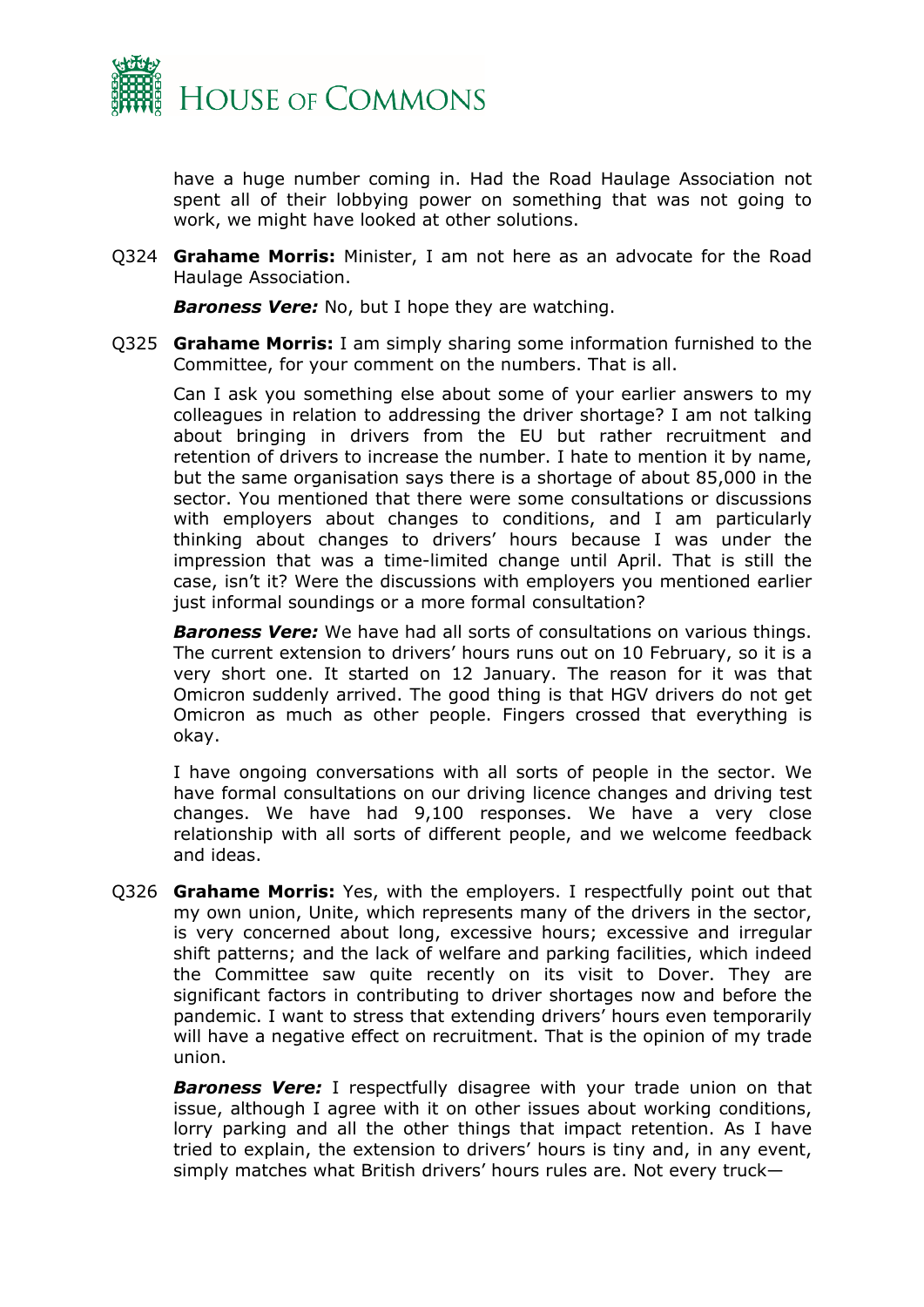have a huge number coming in. Had the Road Haulage Association not spent all of their lobbying power on something that was not going to work, we might have looked at other solutions.

Q324 **Grahame Morris:** Minister, I am not here as an advocate for the Road Haulage Association.

***Baroness Vere:*** No, but I hope they are watching.

Q325 **Grahame Morris:** I am simply sharing some information furnished to the Committee, for your comment on the numbers. That is all.

Can I ask you something else about some of your earlier answers to my colleagues in relation to addressing the driver shortage? I am not talking about bringing in drivers from the EU but rather recruitment and retention of drivers to increase the number. I hate to mention it by name, but the same organisation says there is a shortage of about 85,000 in the sector. You mentioned that there were some consultations or discussions with employers about changes to conditions, and I am particularly thinking about changes to drivers' hours because I was under the impression that was a time-limited change until April. That is still the case, isn't it? Were the discussions with employers you mentioned earlier just informal soundings or a more formal consultation?

***Baroness Vere:*** We have had all sorts of consultations on various things. The current extension to drivers' hours runs out on 10 February, so it is a very short one. It started on 12 January. The reason for it was that Omicron suddenly arrived. The good thing is that HGV drivers do not get Omicron as much as other people. Fingers crossed that everything is okay.

I have ongoing conversations with all sorts of people in the sector. We have formal consultations on our driving licence changes and driving test changes. We have had 9,100 responses. We have a very close relationship with all sorts of different people, and we welcome feedback and ideas.

Q326 **Grahame Morris:** Yes, with the employers. I respectfully point out that my own union, Unite, which represents many of the drivers in the sector, is very concerned about long, excessive hours; excessive and irregular shift patterns; and the lack of welfare and parking facilities, which indeed the Committee saw quite recently on its visit to Dover. They are significant factors in contributing to driver shortages now and before the pandemic. I want to stress that extending drivers' hours even temporarily will have a negative effect on recruitment. That is the opinion of my trade union.

***Baroness Vere:*** I respectfully disagree with your trade union on that issue, although I agree with it on other issues about working conditions, lorry parking and all the other things that impact retention. As I have tried to explain, the extension to drivers' hours is tiny and, in any event, simply matches what British drivers' hours rules are. Not every truck—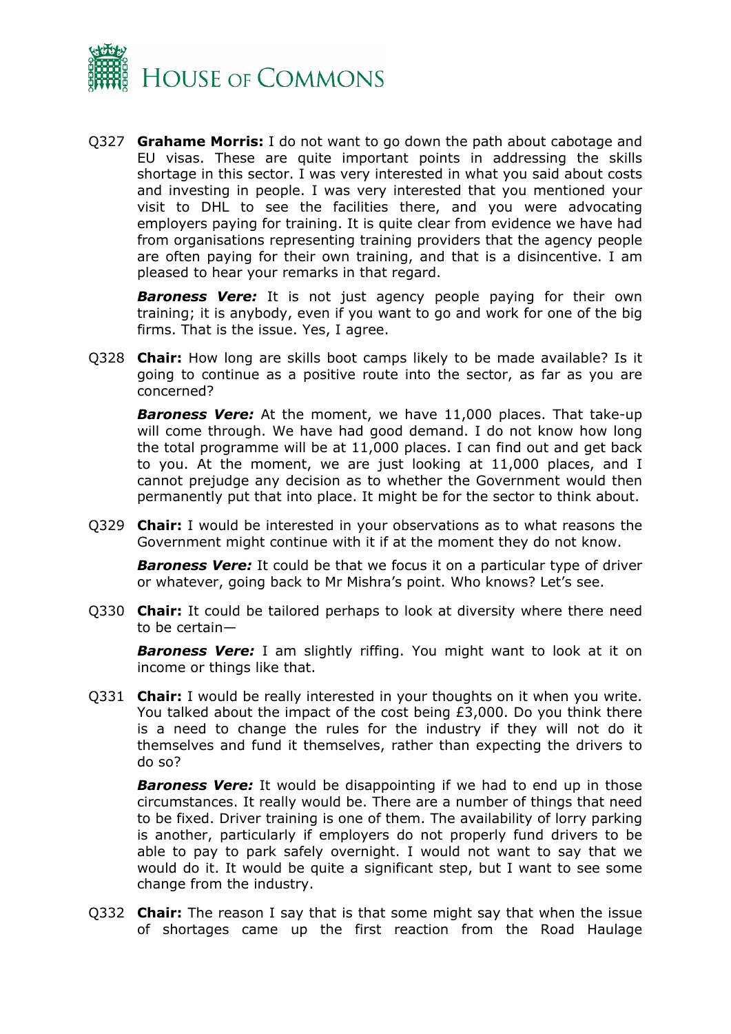Q327 **Grahame Morris:** I do not want to go down the path about cabotage and EU visas. These are quite important points in addressing the skills shortage in this sector. I was very interested in what you said about costs and investing in people. I was very interested that you mentioned your visit to DHL to see the facilities there, and you were advocating employers paying for training. It is quite clear from evidence we have had from organisations representing training providers that the agency people are often paying for their own training, and that is a disincentive. I am pleased to hear your remarks in that regard.

***Baroness Vere:*** It is not just agency people paying for their own training; it is anybody, even if you want to go and work for one of the big firms. That is the issue. Yes, I agree.

Q328 **Chair:** How long are skills boot camps likely to be made available? Is it going to continue as a positive route into the sector, as far as you are concerned?

***Baroness Vere:*** At the moment, we have 11,000 places. That take-up will come through. We have had good demand. I do not know how long the total programme will be at 11,000 places. I can find out and get back to you. At the moment, we are just looking at 11,000 places, and I cannot prejudge any decision as to whether the Government would then permanently put that into place. It might be for the sector to think about.

Q329 **Chair:** I would be interested in your observations as to what reasons the Government might continue with it if at the moment they do not know.

***Baroness Vere:*** It could be that we focus it on a particular type of driver or whatever, going back to Mr Mishra's point. Who knows? Let's see.

Q330 **Chair:** It could be tailored perhaps to look at diversity where there need to be certain—

***Baroness Vere:*** I am slightly riffing. You might want to look at it on income or things like that.

Q331 **Chair:** I would be really interested in your thoughts on it when you write. You talked about the impact of the cost being £3,000. Do you think there is a need to change the rules for the industry if they will not do it themselves and fund it themselves, rather than expecting the drivers to do so?

***Baroness Vere:*** It would be disappointing if we had to end up in those circumstances. It really would be. There are a number of things that need to be fixed. Driver training is one of them. The availability of lorry parking is another, particularly if employers do not properly fund drivers to be able to pay to park safely overnight. I would not want to say that we would do it. It would be quite a significant step, but I want to see some change from the industry.

Q332 **Chair:** The reason I say that is that some might say that when the issue of shortages came up the first reaction from the Road Haulage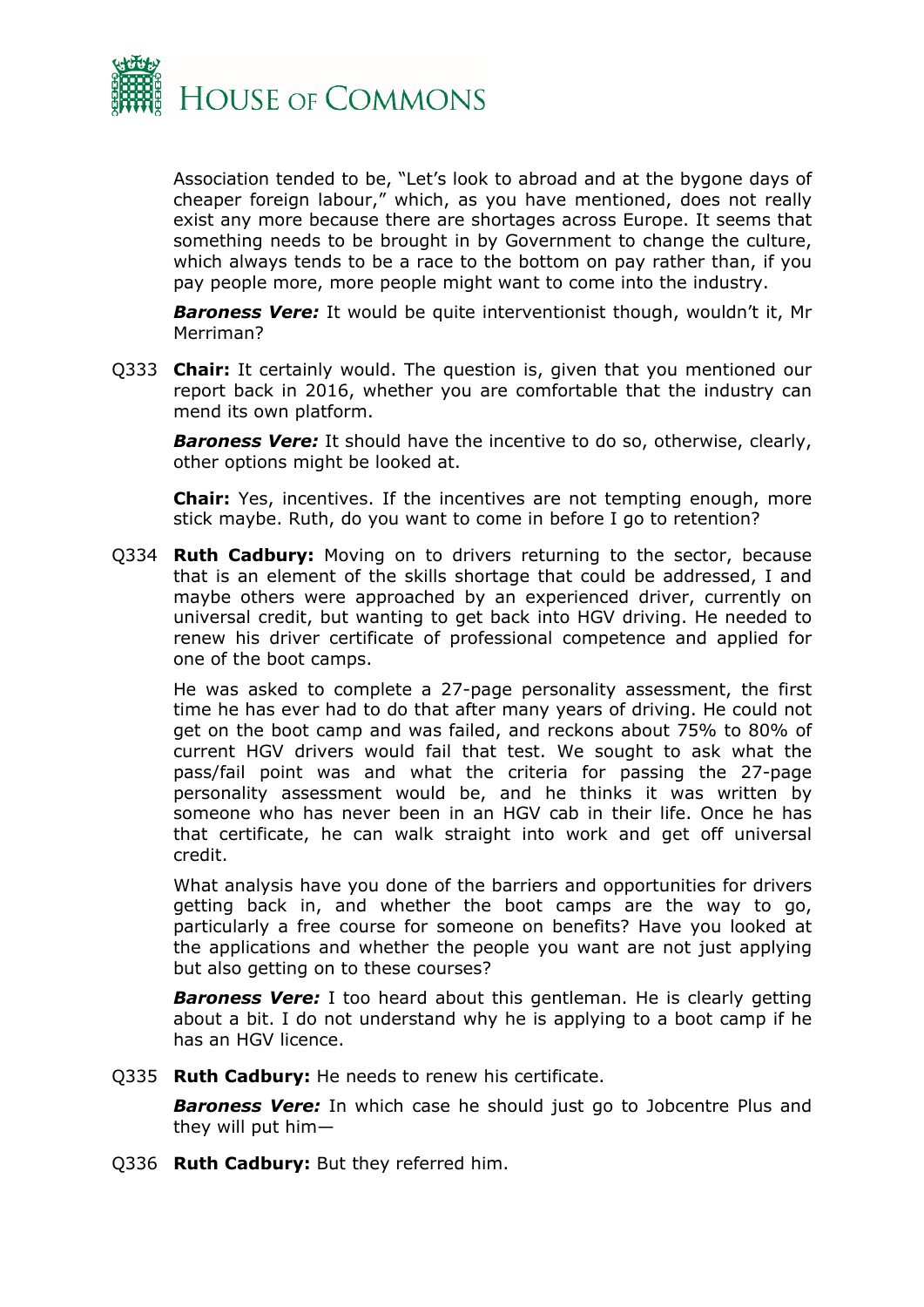Association tended to be, "Let's look to abroad and at the bygone days of cheaper foreign labour," which, as you have mentioned, does not really exist any more because there are shortages across Europe. It seems that something needs to be brought in by Government to change the culture, which always tends to be a race to the bottom on pay rather than, if you pay people more, more people might want to come into the industry.

***Baroness Vere:*** It would be quite interventionist though, wouldn't it, Mr Merriman?

Q333 **Chair:** It certainly would. The question is, given that you mentioned our report back in 2016, whether you are comfortable that the industry can mend its own platform.

***Baroness Vere:*** It should have the incentive to do so, otherwise, clearly, other options might be looked at.

**Chair:** Yes, incentives. If the incentives are not tempting enough, more stick maybe. Ruth, do you want to come in before I go to retention?

Q334 **Ruth Cadbury:** Moving on to drivers returning to the sector, because that is an element of the skills shortage that could be addressed, I and maybe others were approached by an experienced driver, currently on universal credit, but wanting to get back into HGV driving. He needed to renew his driver certificate of professional competence and applied for one of the boot camps.

He was asked to complete a 27-page personality assessment, the first time he has ever had to do that after many years of driving. He could not get on the boot camp and was failed, and reckons about 75% to 80% of current HGV drivers would fail that test. We sought to ask what the pass/fail point was and what the criteria for passing the 27-page personality assessment would be, and he thinks it was written by someone who has never been in an HGV cab in their life. Once he has that certificate, he can walk straight into work and get off universal credit.

What analysis have you done of the barriers and opportunities for drivers getting back in, and whether the boot camps are the way to go, particularly a free course for someone on benefits? Have you looked at the applications and whether the people you want are not just applying but also getting on to these courses?

***Baroness Vere:*** I too heard about this gentleman. He is clearly getting about a bit. I do not understand why he is applying to a boot camp if he has an HGV licence.

Q335 **Ruth Cadbury:** He needs to renew his certificate.

***Baroness Vere:*** In which case he should just go to Jobcentre Plus and they will put him—

Q336 **Ruth Cadbury:** But they referred him.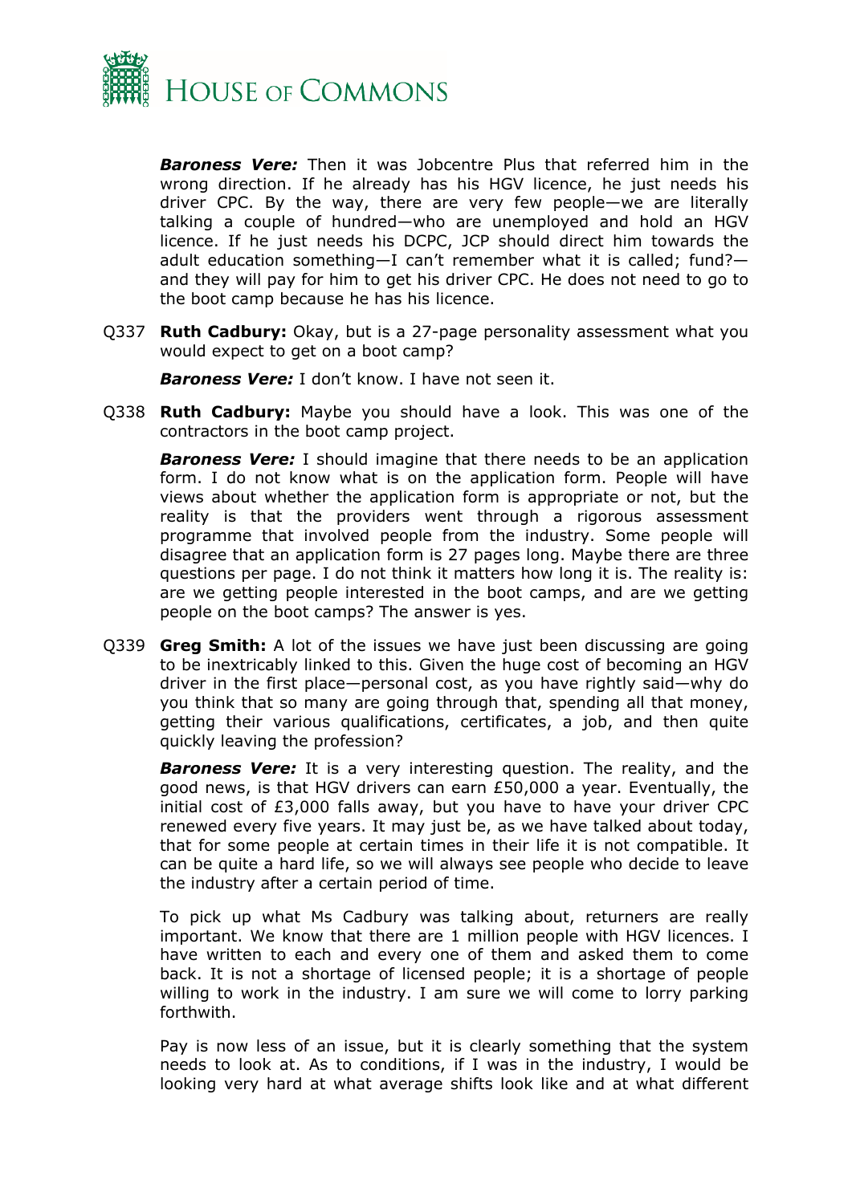***Baroness Vere:*** Then it was Jobcentre Plus that referred him in the wrong direction. If he already has his HGV licence, he just needs his driver CPC. By the way, there are very few people—we are literally talking a couple of hundred—who are unemployed and hold an HGV licence. If he just needs his DCPC, JCP should direct him towards the adult education something—I can't remember what it is called; fund?—and they will pay for him to get his driver CPC. He does not need to go to the boot camp because he has his licence.

Q337 **Ruth Cadbury:** Okay, but is a 27-page personality assessment what you would expect to get on a boot camp?

***Baroness Vere:*** I don't know. I have not seen it.

Q338 **Ruth Cadbury:** Maybe you should have a look. This was one of the contractors in the boot camp project.

***Baroness Vere:*** I should imagine that there needs to be an application form. I do not know what is on the application form. People will have views about whether the application form is appropriate or not, but the reality is that the providers went through a rigorous assessment programme that involved people from the industry. Some people will disagree that an application form is 27 pages long. Maybe there are three questions per page. I do not think it matters how long it is. The reality is: are we getting people interested in the boot camps, and are we getting people on the boot camps? The answer is yes.

Q339 **Greg Smith:** A lot of the issues we have just been discussing are going to be inextricably linked to this. Given the huge cost of becoming an HGV driver in the first place—personal cost, as you have rightly said—why do you think that so many are going through that, spending all that money, getting their various qualifications, certificates, a job, and then quite quickly leaving the profession?

***Baroness Vere:*** It is a very interesting question. The reality, and the good news, is that HGV drivers can earn £50,000 a year. Eventually, the initial cost of £3,000 falls away, but you have to have your driver CPC renewed every five years. It may just be, as we have talked about today, that for some people at certain times in their life it is not compatible. It can be quite a hard life, so we will always see people who decide to leave the industry after a certain period of time.

To pick up what Ms Cadbury was talking about, returners are really important. We know that there are 1 million people with HGV licences. I have written to each and every one of them and asked them to come back. It is not a shortage of licensed people; it is a shortage of people willing to work in the industry. I am sure we will come to lorry parking forthwith.

Pay is now less of an issue, but it is clearly something that the system needs to look at. As to conditions, if I was in the industry, I would be looking very hard at what average shifts look like and at what different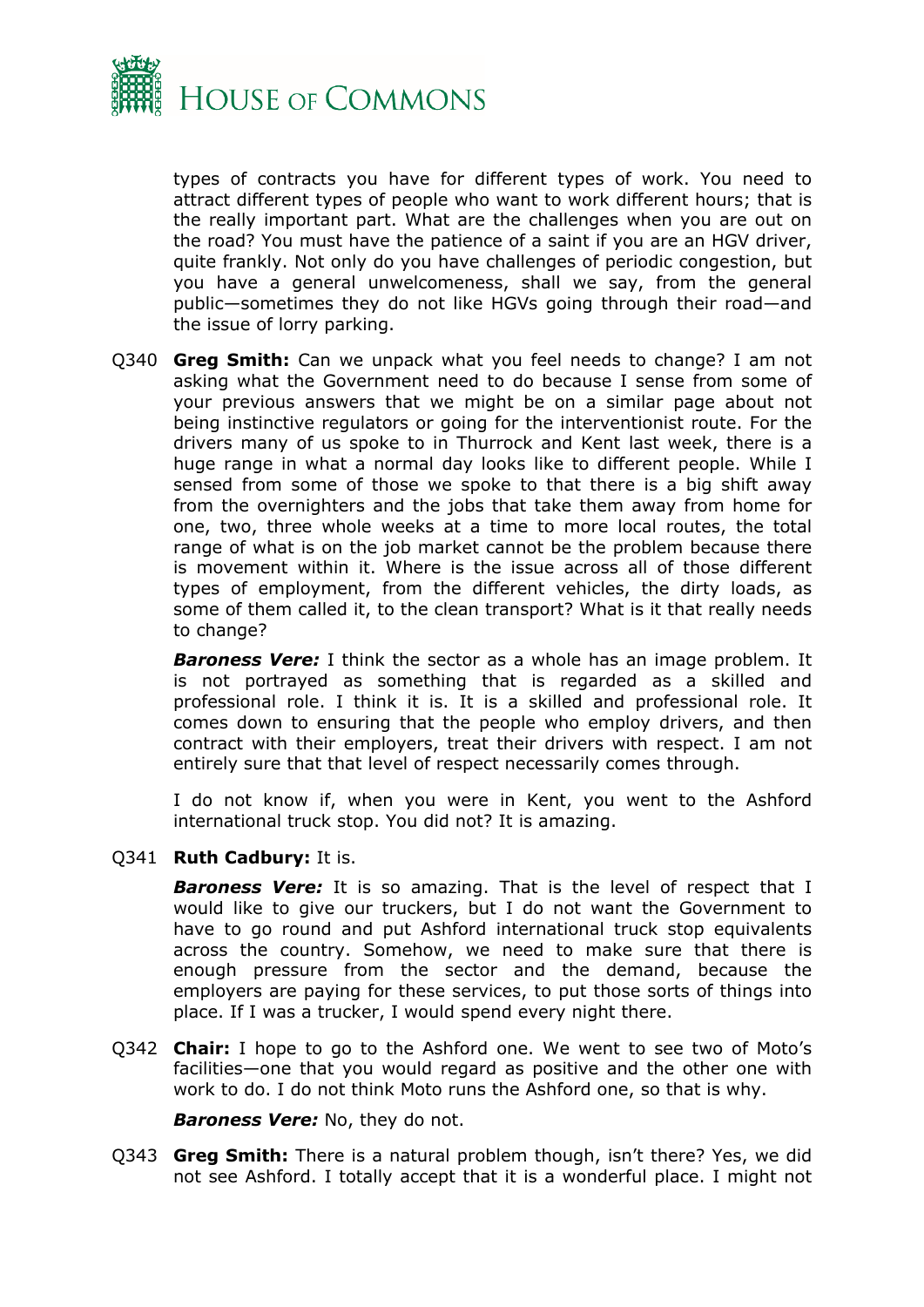types of contracts you have for different types of work. You need to attract different types of people who want to work different hours; that is the really important part. What are the challenges when you are out on the road? You must have the patience of a saint if you are an HGV driver, quite frankly. Not only do you have challenges of periodic congestion, but you have a general unwelcomeness, shall we say, from the general public—sometimes they do not like HGVs going through their road—and the issue of lorry parking.

Q340 **Greg Smith:** Can we unpack what you feel needs to change? I am not asking what the Government need to do because I sense from some of your previous answers that we might be on a similar page about not being instinctive regulators or going for the interventionist route. For the drivers many of us spoke to in Thurrock and Kent last week, there is a huge range in what a normal day looks like to different people. While I sensed from some of those we spoke to that there is a big shift away from the overnighters and the jobs that take them away from home for one, two, three whole weeks at a time to more local routes, the total range of what is on the job market cannot be the problem because there is movement within it. Where is the issue across all of those different types of employment, from the different vehicles, the dirty loads, as some of them called it, to the clean transport? What is it that really needs to change?

***Baroness Vere:*** I think the sector as a whole has an image problem. It is not portrayed as something that is regarded as a skilled and professional role. I think it is. It is a skilled and professional role. It comes down to ensuring that the people who employ drivers, and then contract with their employers, treat their drivers with respect. I am not entirely sure that that level of respect necessarily comes through.

I do not know if, when you were in Kent, you went to the Ashford international truck stop. You did not? It is amazing.

Q341 **Ruth Cadbury:** It is.

***Baroness Vere:*** It is so amazing. That is the level of respect that I would like to give our truckers, but I do not want the Government to have to go round and put Ashford international truck stop equivalents across the country. Somehow, we need to make sure that there is enough pressure from the sector and the demand, because the employers are paying for these services, to put those sorts of things into place. If I was a trucker, I would spend every night there.

Q342 **Chair:** I hope to go to the Ashford one. We went to see two of Moto's facilities—one that you would regard as positive and the other one with work to do. I do not think Moto runs the Ashford one, so that is why.

***Baroness Vere:*** No, they do not.

Q343 **Greg Smith:** There is a natural problem though, isn't there? Yes, we did not see Ashford. I totally accept that it is a wonderful place. I might not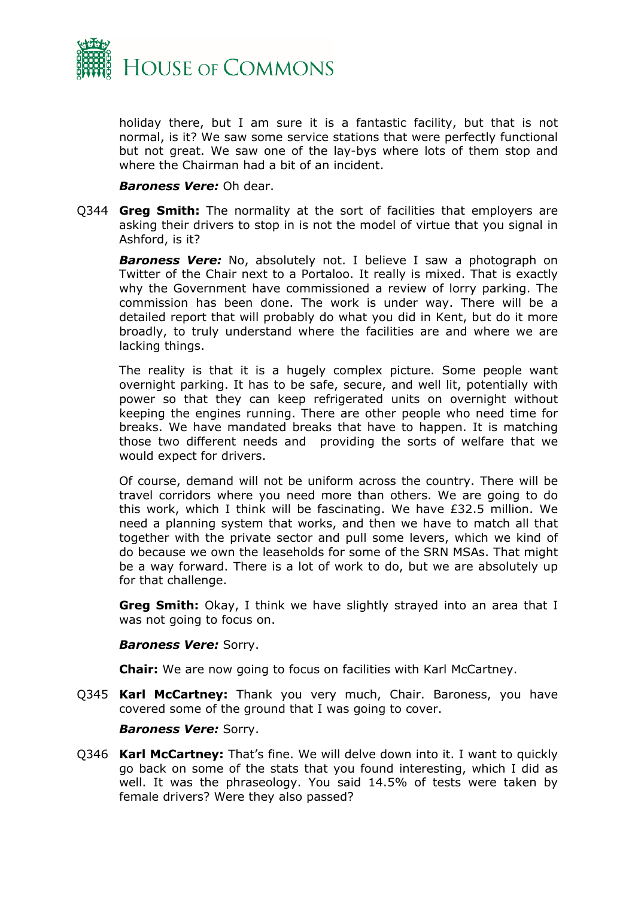holiday there, but I am sure it is a fantastic facility, but that is not normal, is it? We saw some service stations that were perfectly functional but not great. We saw one of the lay-bys where lots of them stop and where the Chairman had a bit of an incident.

***Baroness Vere:*** Oh dear.

Q344 **Greg Smith:** The normality at the sort of facilities that employers are asking their drivers to stop in is not the model of virtue that you signal in Ashford, is it?

***Baroness Vere:*** No, absolutely not. I believe I saw a photograph on Twitter of the Chair next to a Portaloo. It really is mixed. That is exactly why the Government have commissioned a review of lorry parking. The commission has been done. The work is under way. There will be a detailed report that will probably do what you did in Kent, but do it more broadly, to truly understand where the facilities are and where we are lacking things.

The reality is that it is a hugely complex picture. Some people want overnight parking. It has to be safe, secure, and well lit, potentially with power so that they can keep refrigerated units on overnight without keeping the engines running. There are other people who need time for breaks. We have mandated breaks that have to happen. It is matching those two different needs and providing the sorts of welfare that we would expect for drivers.

Of course, demand will not be uniform across the country. There will be travel corridors where you need more than others. We are going to do this work, which I think will be fascinating. We have £32.5 million. We need a planning system that works, and then we have to match all that together with the private sector and pull some levers, which we kind of do because we own the leaseholds for some of the SRN MSAs. That might be a way forward. There is a lot of work to do, but we are absolutely up for that challenge.

**Greg Smith:** Okay, I think we have slightly strayed into an area that I was not going to focus on.

***Baroness Vere:*** Sorry.

**Chair:** We are now going to focus on facilities with Karl McCartney.

Q345 **Karl McCartney:** Thank you very much, Chair. Baroness, you have covered some of the ground that I was going to cover.

***Baroness Vere:*** Sorry.

Q346 **Karl McCartney:** That's fine. We will delve down into it. I want to quickly go back on some of the stats that you found interesting, which I did as well. It was the phraseology. You said 14.5% of tests were taken by female drivers? Were they also passed?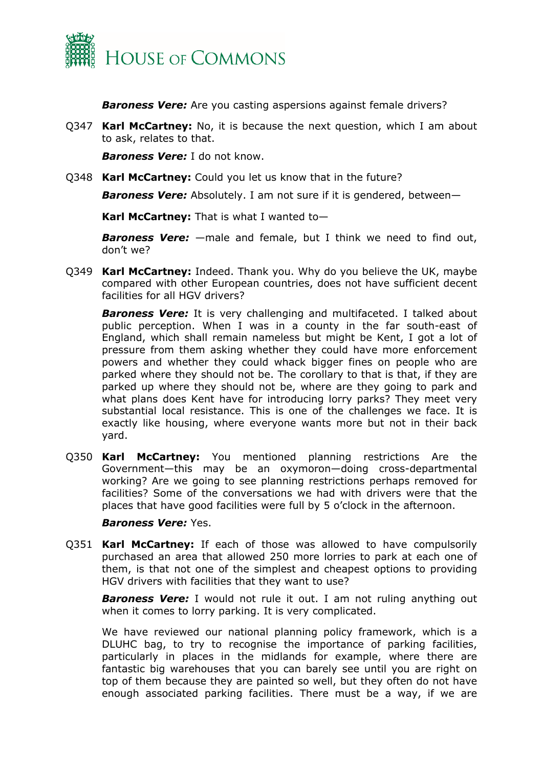***Baroness Vere:*** Are you casting aspersions against female drivers?

Q347 **Karl McCartney:** No, it is because the next question, which I am about to ask, relates to that.

***Baroness Vere:*** I do not know.

Q348 **Karl McCartney:** Could you let us know that in the future?

***Baroness Vere:*** Absolutely. I am not sure if it is gendered, between—

**Karl McCartney:** That is what I wanted to—

***Baroness Vere:*** —male and female, but I think we need to find out, don't we?

Q349 **Karl McCartney:** Indeed. Thank you. Why do you believe the UK, maybe compared with other European countries, does not have sufficient decent facilities for all HGV drivers?

***Baroness Vere:*** It is very challenging and multifaceted. I talked about public perception. When I was in a county in the far south-east of England, which shall remain nameless but might be Kent, I got a lot of pressure from them asking whether they could have more enforcement powers and whether they could whack bigger fines on people who are parked where they should not be. The corollary to that is that, if they are parked up where they should not be, where are they going to park and what plans does Kent have for introducing lorry parks? They meet very substantial local resistance. This is one of the challenges we face. It is exactly like housing, where everyone wants more but not in their back yard.

Q350 **Karl McCartney:** You mentioned planning restrictions Are the Government—this may be an oxymoron—doing cross-departmental working? Are we going to see planning restrictions perhaps removed for facilities? Some of the conversations we had with drivers were that the places that have good facilities were full by 5 o'clock in the afternoon.

***Baroness Vere:*** Yes.

Q351 **Karl McCartney:** If each of those was allowed to have compulsorily purchased an area that allowed 250 more lorries to park at each one of them, is that not one of the simplest and cheapest options to providing HGV drivers with facilities that they want to use?

***Baroness Vere:*** I would not rule it out. I am not ruling anything out when it comes to lorry parking. It is very complicated.

We have reviewed our national planning policy framework, which is a DLUHC bag, to try to recognise the importance of parking facilities, particularly in places in the midlands for example, where there are fantastic big warehouses that you can barely see until you are right on top of them because they are painted so well, but they often do not have enough associated parking facilities. There must be a way, if we are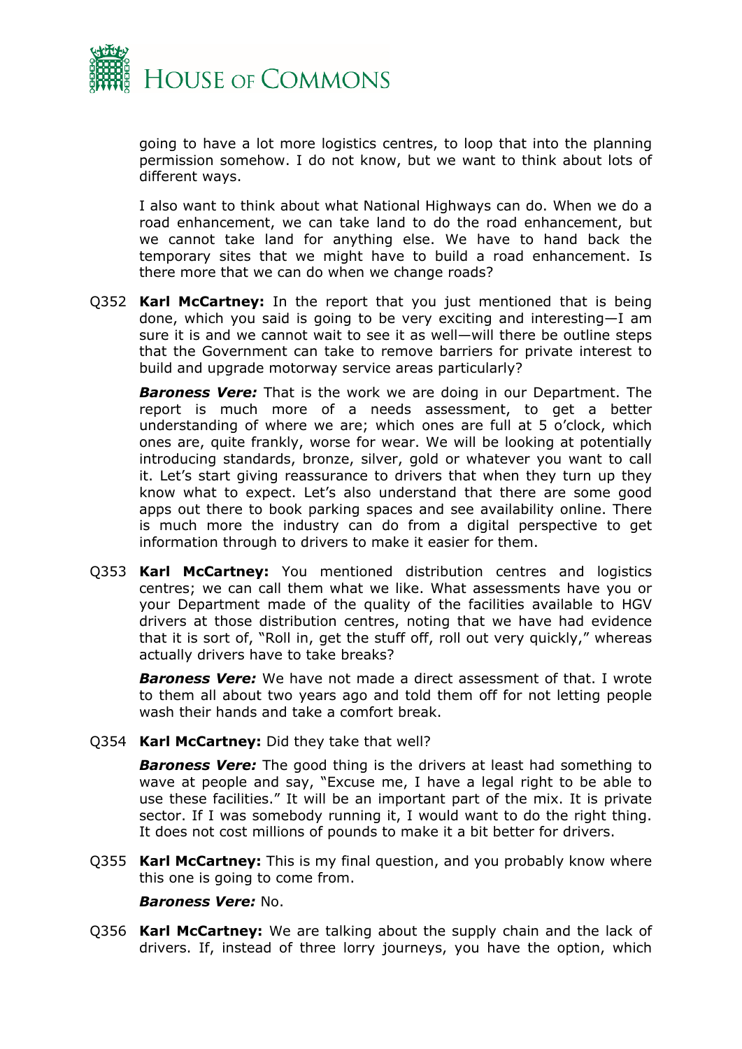going to have a lot more logistics centres, to loop that into the planning permission somehow. I do not know, but we want to think about lots of different ways.

I also want to think about what National Highways can do. When we do a road enhancement, we can take land to do the road enhancement, but we cannot take land for anything else. We have to hand back the temporary sites that we might have to build a road enhancement. Is there more that we can do when we change roads?

Q352 **Karl McCartney:** In the report that you just mentioned that is being done, which you said is going to be very exciting and interesting—I am sure it is and we cannot wait to see it as well—will there be outline steps that the Government can take to remove barriers for private interest to build and upgrade motorway service areas particularly?

***Baroness Vere:*** That is the work we are doing in our Department. The report is much more of a needs assessment, to get a better understanding of where we are; which ones are full at 5 o'clock, which ones are, quite frankly, worse for wear. We will be looking at potentially introducing standards, bronze, silver, gold or whatever you want to call it. Let's start giving reassurance to drivers that when they turn up they know what to expect. Let's also understand that there are some good apps out there to book parking spaces and see availability online. There is much more the industry can do from a digital perspective to get information through to drivers to make it easier for them.

Q353 **Karl McCartney:** You mentioned distribution centres and logistics centres; we can call them what we like. What assessments have you or your Department made of the quality of the facilities available to HGV drivers at those distribution centres, noting that we have had evidence that it is sort of, "Roll in, get the stuff off, roll out very quickly," whereas actually drivers have to take breaks?

***Baroness Vere:*** We have not made a direct assessment of that. I wrote to them all about two years ago and told them off for not letting people wash their hands and take a comfort break.

Q354 **Karl McCartney:** Did they take that well?

***Baroness Vere:*** The good thing is the drivers at least had something to wave at people and say, "Excuse me, I have a legal right to be able to use these facilities." It will be an important part of the mix. It is private sector. If I was somebody running it, I would want to do the right thing. It does not cost millions of pounds to make it a bit better for drivers.

Q355 **Karl McCartney:** This is my final question, and you probably know where this one is going to come from.

***Baroness Vere:*** No.

Q356 **Karl McCartney:** We are talking about the supply chain and the lack of drivers. If, instead of three lorry journeys, you have the option, which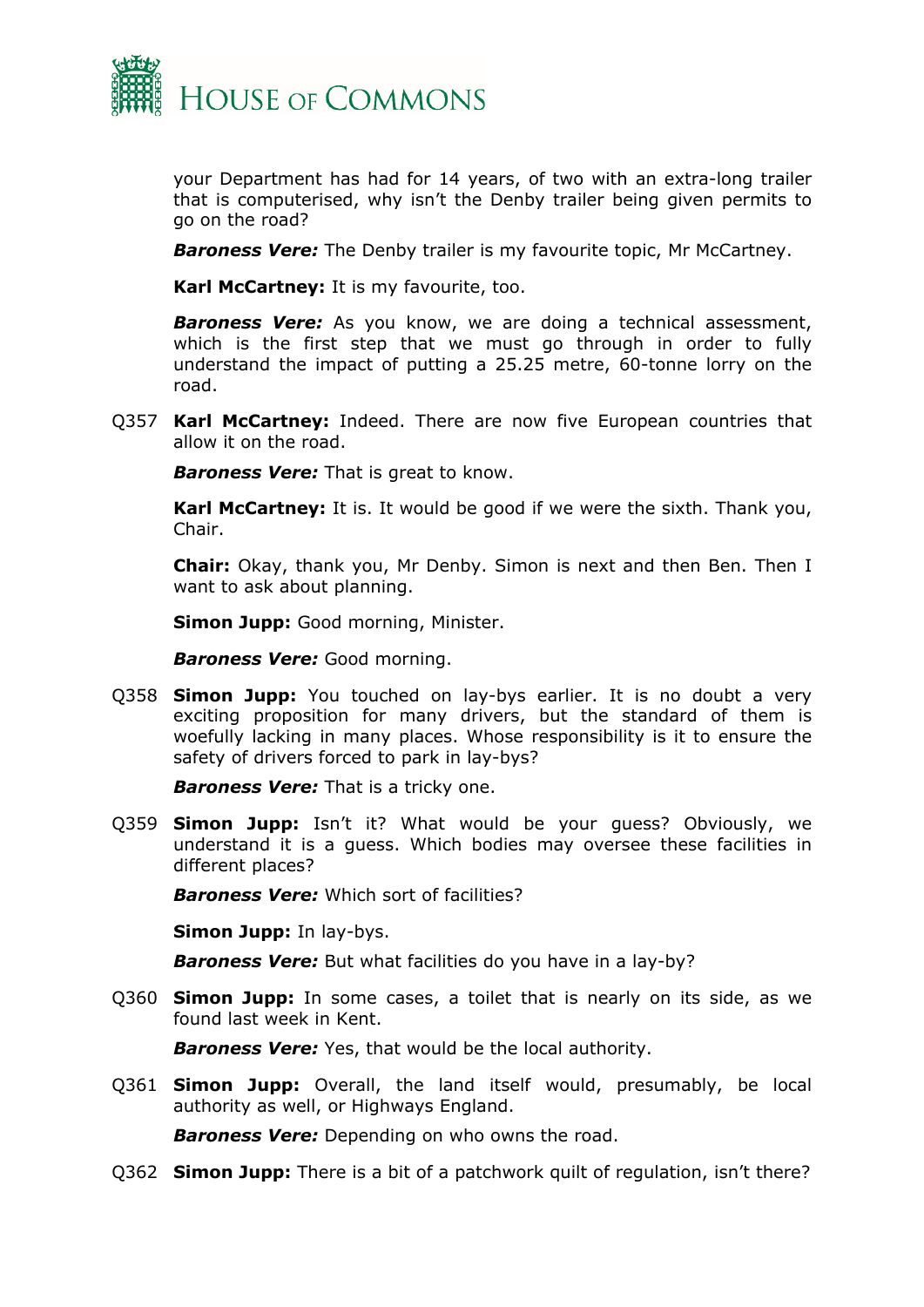your Department has had for 14 years, of two with an extra-long trailer that is computerised, why isn't the Denby trailer being given permits to go on the road?

***Baroness Vere:*** The Denby trailer is my favourite topic, Mr McCartney.

**Karl McCartney:** It is my favourite, too.

***Baroness Vere:*** As you know, we are doing a technical assessment, which is the first step that we must go through in order to fully understand the impact of putting a 25.25 metre, 60-tonne lorry on the road.

Q357 **Karl McCartney:** Indeed. There are now five European countries that allow it on the road.

***Baroness Vere:*** That is great to know.

**Karl McCartney:** It is. It would be good if we were the sixth. Thank you, Chair.

**Chair:** Okay, thank you, Mr Denby. Simon is next and then Ben. Then I want to ask about planning.

**Simon Jupp:** Good morning, Minister.

***Baroness Vere:*** Good morning.

Q358 **Simon Jupp:** You touched on lay-bys earlier. It is no doubt a very exciting proposition for many drivers, but the standard of them is woefully lacking in many places. Whose responsibility is it to ensure the safety of drivers forced to park in lay-bys?

***Baroness Vere:*** That is a tricky one.

Q359 **Simon Jupp:** Isn't it? What would be your guess? Obviously, we understand it is a guess. Which bodies may oversee these facilities in different places?

***Baroness Vere:*** Which sort of facilities?

**Simon Jupp:** In lay-bys.

***Baroness Vere:*** But what facilities do you have in a lay-by?

Q360 **Simon Jupp:** In some cases, a toilet that is nearly on its side, as we found last week in Kent.

***Baroness Vere:*** Yes, that would be the local authority.

Q361 **Simon Jupp:** Overall, the land itself would, presumably, be local authority as well, or Highways England.

***Baroness Vere:*** Depending on who owns the road.

Q362 **Simon Jupp:** There is a bit of a patchwork quilt of regulation, isn't there?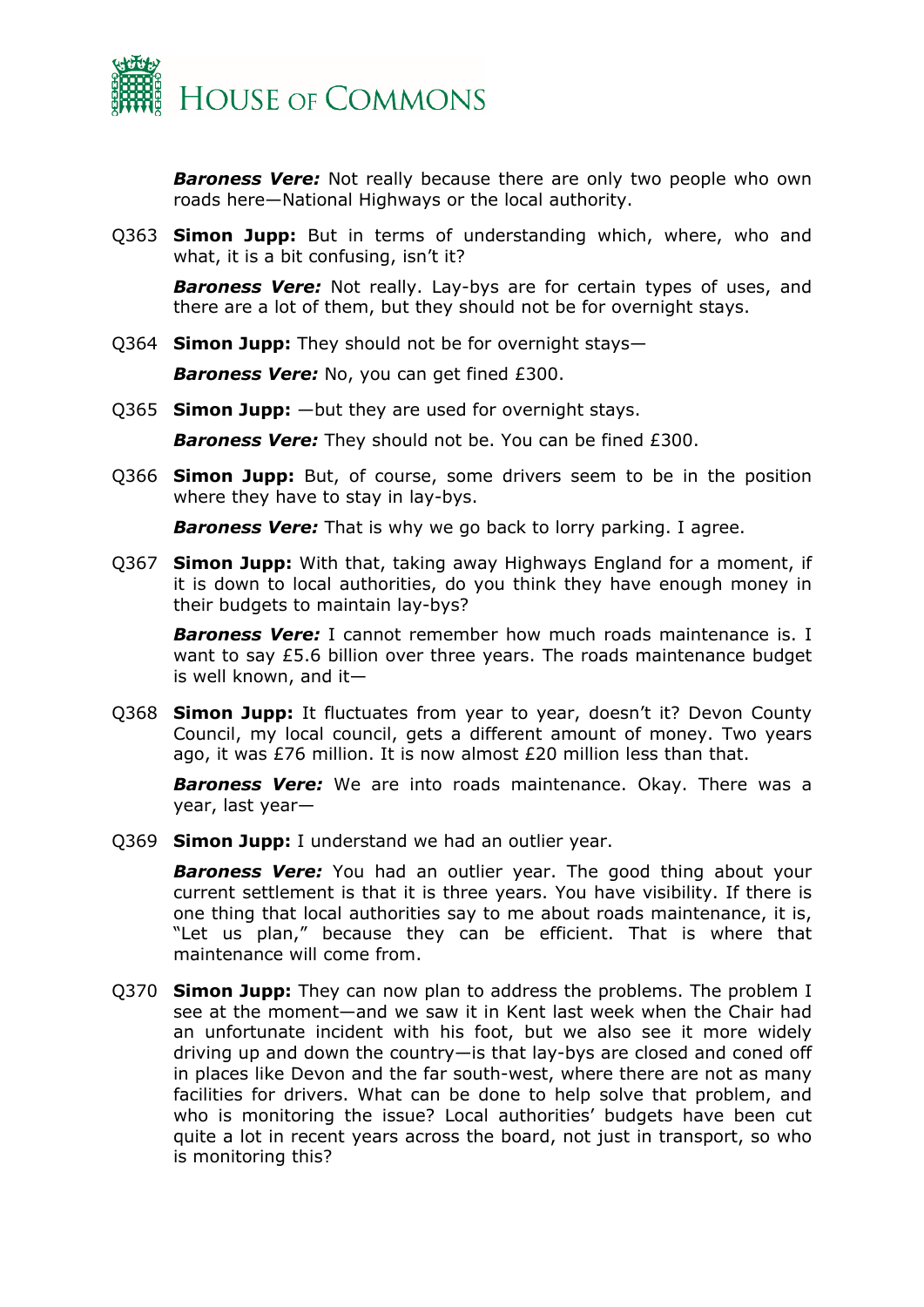***Baroness Vere:*** Not really because there are only two people who own roads here—National Highways or the local authority.

Q363 **Simon Jupp:** But in terms of understanding which, where, who and what, it is a bit confusing, isn't it?

***Baroness Vere:*** Not really. Lay-bys are for certain types of uses, and there are a lot of them, but they should not be for overnight stays.

Q364 **Simon Jupp:** They should not be for overnight stays—

***Baroness Vere:*** No, you can get fined £300.

Q365 **Simon Jupp:** —but they are used for overnight stays.

***Baroness Vere:*** They should not be. You can be fined £300.

Q366 **Simon Jupp:** But, of course, some drivers seem to be in the position where they have to stay in lay-bys.

***Baroness Vere:*** That is why we go back to lorry parking. I agree.

Q367 **Simon Jupp:** With that, taking away Highways England for a moment, if it is down to local authorities, do you think they have enough money in their budgets to maintain lay-bys?

***Baroness Vere:*** I cannot remember how much roads maintenance is. I want to say £5.6 billion over three years. The roads maintenance budget is well known, and it—

Q368 **Simon Jupp:** It fluctuates from year to year, doesn't it? Devon County Council, my local council, gets a different amount of money. Two years ago, it was £76 million. It is now almost £20 million less than that.

***Baroness Vere:*** We are into roads maintenance. Okay. There was a year, last year—

Q369 **Simon Jupp:** I understand we had an outlier year.

***Baroness Vere:*** You had an outlier year. The good thing about your current settlement is that it is three years. You have visibility. If there is one thing that local authorities say to me about roads maintenance, it is, "Let us plan," because they can be efficient. That is where that maintenance will come from.

Q370 **Simon Jupp:** They can now plan to address the problems. The problem I see at the moment—and we saw it in Kent last week when the Chair had an unfortunate incident with his foot, but we also see it more widely driving up and down the country—is that lay-bys are closed and coned off in places like Devon and the far south-west, where there are not as many facilities for drivers. What can be done to help solve that problem, and who is monitoring the issue? Local authorities' budgets have been cut quite a lot in recent years across the board, not just in transport, so who is monitoring this?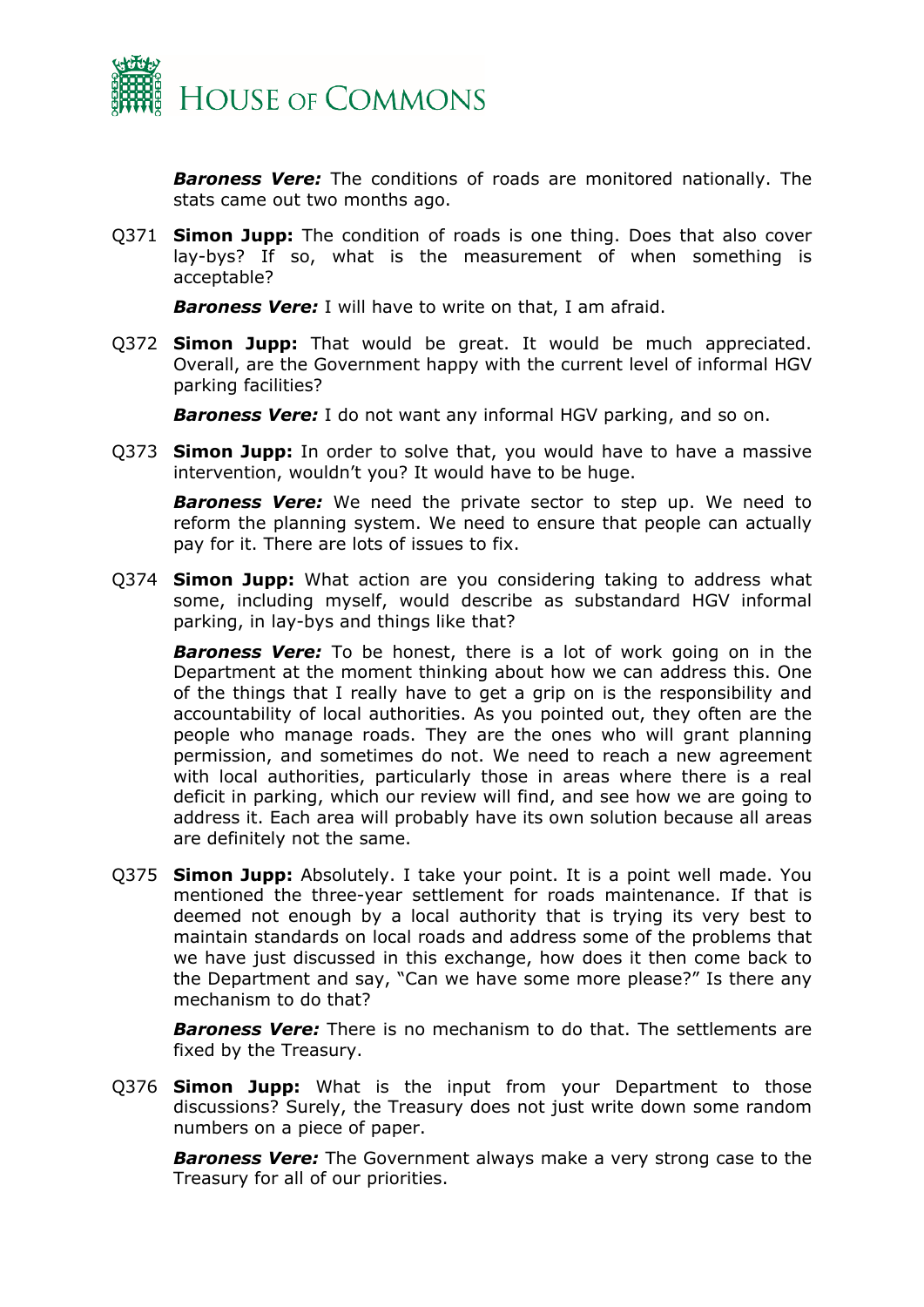***Baroness Vere:*** The conditions of roads are monitored nationally. The stats came out two months ago.

Q371 **Simon Jupp:** The condition of roads is one thing. Does that also cover lay-bys? If so, what is the measurement of when something is acceptable?

***Baroness Vere:*** I will have to write on that, I am afraid.

Q372 **Simon Jupp:** That would be great. It would be much appreciated. Overall, are the Government happy with the current level of informal HGV parking facilities?

***Baroness Vere:*** I do not want any informal HGV parking, and so on.

Q373 **Simon Jupp:** In order to solve that, you would have to have a massive intervention, wouldn't you? It would have to be huge.

***Baroness Vere:*** We need the private sector to step up. We need to reform the planning system. We need to ensure that people can actually pay for it. There are lots of issues to fix.

Q374 **Simon Jupp:** What action are you considering taking to address what some, including myself, would describe as substandard HGV informal parking, in lay-bys and things like that?

***Baroness Vere:*** To be honest, there is a lot of work going on in the Department at the moment thinking about how we can address this. One of the things that I really have to get a grip on is the responsibility and accountability of local authorities. As you pointed out, they often are the people who manage roads. They are the ones who will grant planning permission, and sometimes do not. We need to reach a new agreement with local authorities, particularly those in areas where there is a real deficit in parking, which our review will find, and see how we are going to address it. Each area will probably have its own solution because all areas are definitely not the same.

Q375 **Simon Jupp:** Absolutely. I take your point. It is a point well made. You mentioned the three-year settlement for roads maintenance. If that is deemed not enough by a local authority that is trying its very best to maintain standards on local roads and address some of the problems that we have just discussed in this exchange, how does it then come back to the Department and say, "Can we have some more please?" Is there any mechanism to do that?

***Baroness Vere:*** There is no mechanism to do that. The settlements are fixed by the Treasury.

Q376 **Simon Jupp:** What is the input from your Department to those discussions? Surely, the Treasury does not just write down some random numbers on a piece of paper.

***Baroness Vere:*** The Government always make a very strong case to the Treasury for all of our priorities.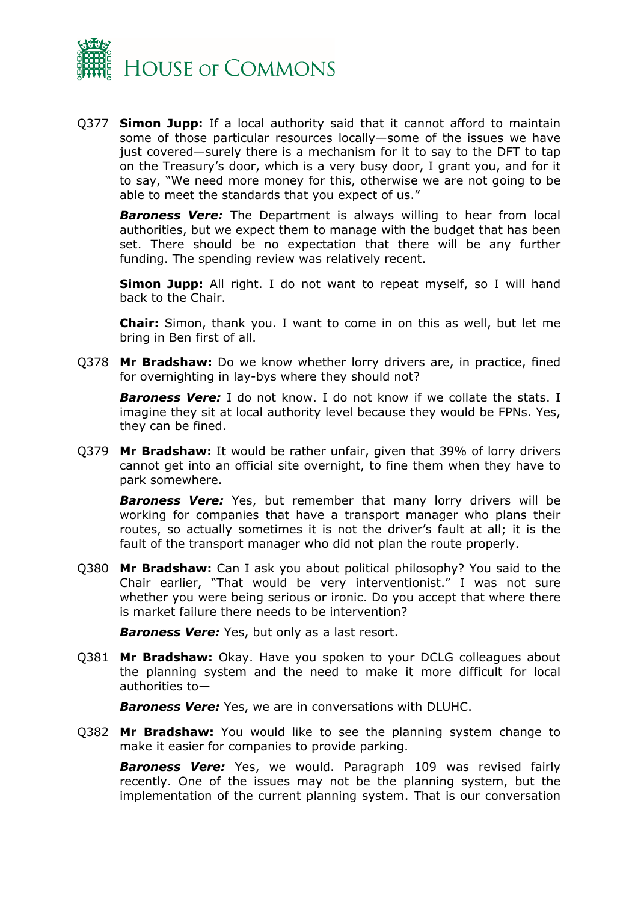Q377 **Simon Jupp:** If a local authority said that it cannot afford to maintain some of those particular resources locally—some of the issues we have just covered—surely there is a mechanism for it to say to the DFT to tap on the Treasury's door, which is a very busy door, I grant you, and for it to say, "We need more money for this, otherwise we are not going to be able to meet the standards that you expect of us."

***Baroness Vere:*** The Department is always willing to hear from local authorities, but we expect them to manage with the budget that has been set. There should be no expectation that there will be any further funding. The spending review was relatively recent.

**Simon Jupp:** All right. I do not want to repeat myself, so I will hand back to the Chair.

**Chair:** Simon, thank you. I want to come in on this as well, but let me bring in Ben first of all.

Q378 **Mr Bradshaw:** Do we know whether lorry drivers are, in practice, fined for overnighting in lay-bys where they should not?

***Baroness Vere:*** I do not know. I do not know if we collate the stats. I imagine they sit at local authority level because they would be FPNs. Yes, they can be fined.

Q379 **Mr Bradshaw:** It would be rather unfair, given that 39% of lorry drivers cannot get into an official site overnight, to fine them when they have to park somewhere.

***Baroness Vere:*** Yes, but remember that many lorry drivers will be working for companies that have a transport manager who plans their routes, so actually sometimes it is not the driver's fault at all; it is the fault of the transport manager who did not plan the route properly.

Q380 **Mr Bradshaw:** Can I ask you about political philosophy? You said to the Chair earlier, "That would be very interventionist." I was not sure whether you were being serious or ironic. Do you accept that where there is market failure there needs to be intervention?

***Baroness Vere:*** Yes, but only as a last resort.

Q381 **Mr Bradshaw:** Okay. Have you spoken to your DCLG colleagues about the planning system and the need to make it more difficult for local authorities to—

***Baroness Vere:*** Yes, we are in conversations with DLUHC.

Q382 **Mr Bradshaw:** You would like to see the planning system change to make it easier for companies to provide parking.

***Baroness Vere:*** Yes, we would. Paragraph 109 was revised fairly recently. One of the issues may not be the planning system, but the implementation of the current planning system. That is our conversation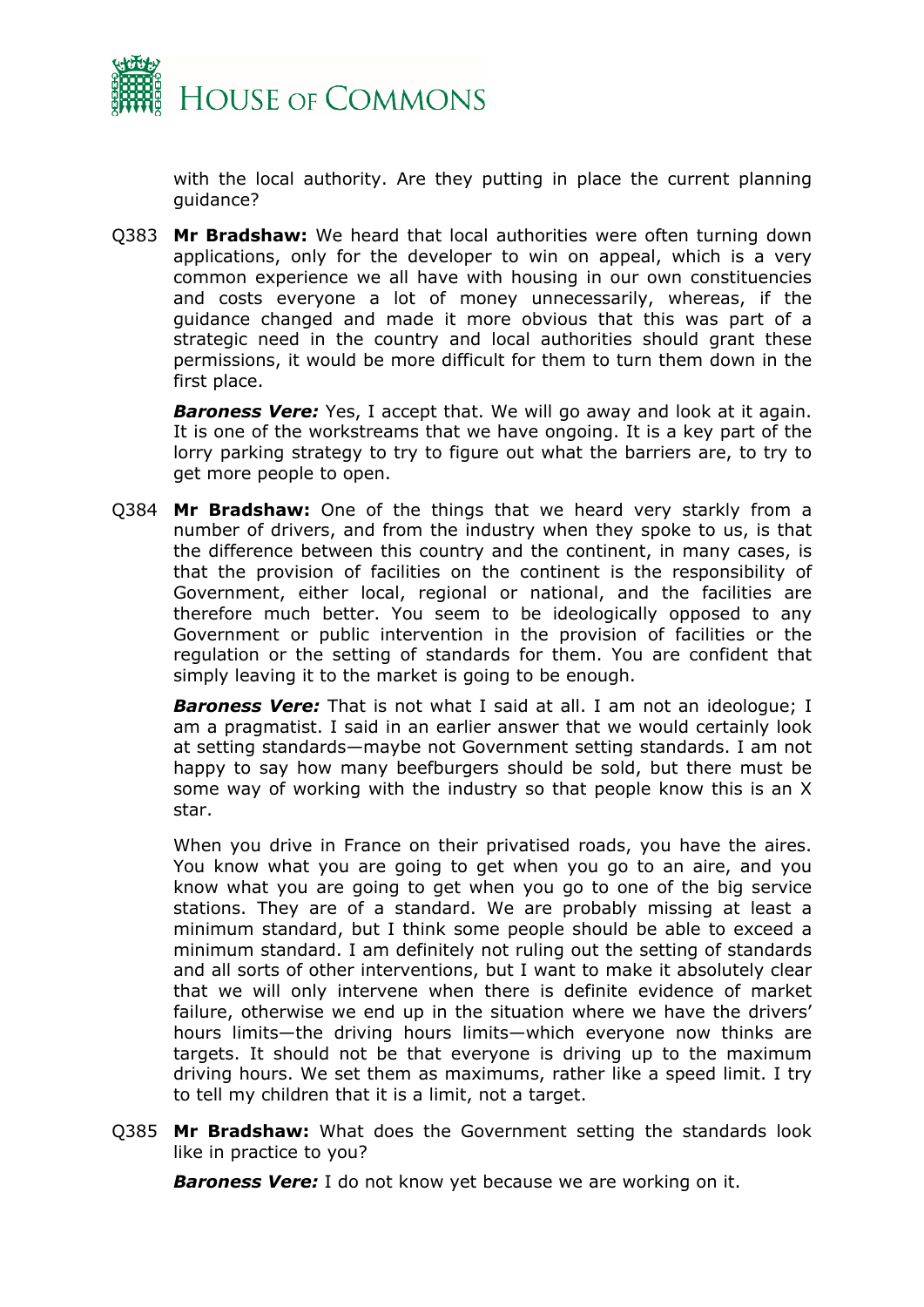with the local authority. Are they putting in place the current planning guidance?

Q383 **Mr Bradshaw:** We heard that local authorities were often turning down applications, only for the developer to win on appeal, which is a very common experience we all have with housing in our own constituencies and costs everyone a lot of money unnecessarily, whereas, if the guidance changed and made it more obvious that this was part of a strategic need in the country and local authorities should grant these permissions, it would be more difficult for them to turn them down in the first place.

***Baroness Vere:*** Yes, I accept that. We will go away and look at it again. It is one of the workstreams that we have ongoing. It is a key part of the lorry parking strategy to try to figure out what the barriers are, to try to get more people to open.

Q384 **Mr Bradshaw:** One of the things that we heard very starkly from a number of drivers, and from the industry when they spoke to us, is that the difference between this country and the continent, in many cases, is that the provision of facilities on the continent is the responsibility of Government, either local, regional or national, and the facilities are therefore much better. You seem to be ideologically opposed to any Government or public intervention in the provision of facilities or the regulation or the setting of standards for them. You are confident that simply leaving it to the market is going to be enough.

***Baroness Vere:*** That is not what I said at all. I am not an ideologue; I am a pragmatist. I said in an earlier answer that we would certainly look at setting standards—maybe not Government setting standards. I am not happy to say how many beefburgers should be sold, but there must be some way of working with the industry so that people know this is an X star.

When you drive in France on their privatised roads, you have the aires. You know what you are going to get when you go to an aire, and you know what you are going to get when you go to one of the big service stations. They are of a standard. We are probably missing at least a minimum standard, but I think some people should be able to exceed a minimum standard. I am definitely not ruling out the setting of standards and all sorts of other interventions, but I want to make it absolutely clear that we will only intervene when there is definite evidence of market failure, otherwise we end up in the situation where we have the drivers' hours limits—the driving hours limits—which everyone now thinks are targets. It should not be that everyone is driving up to the maximum driving hours. We set them as maximums, rather like a speed limit. I try to tell my children that it is a limit, not a target.

Q385 **Mr Bradshaw:** What does the Government setting the standards look like in practice to you?

***Baroness Vere:*** I do not know yet because we are working on it.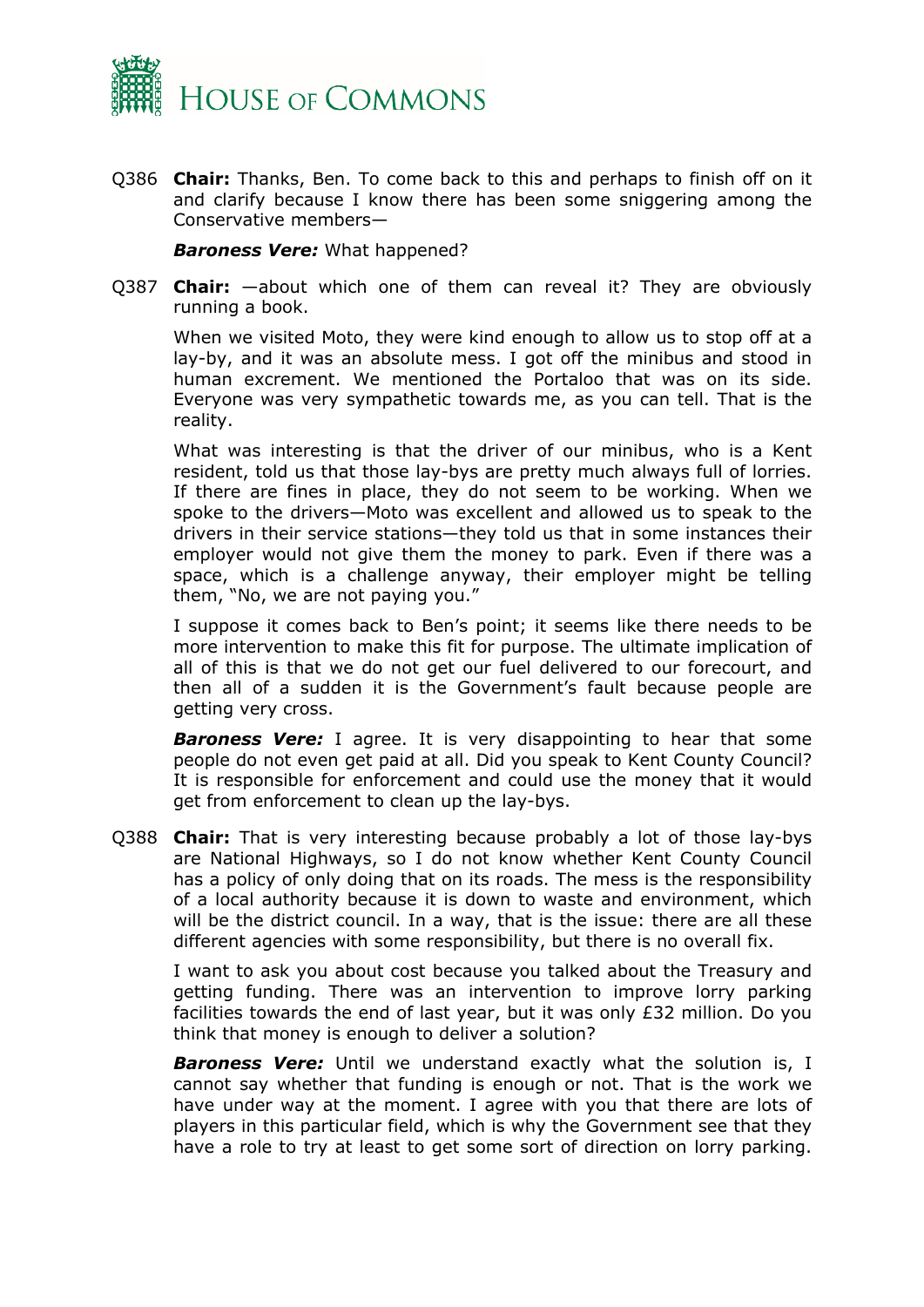Q386 **Chair:** Thanks, Ben. To come back to this and perhaps to finish off on it and clarify because I know there has been some sniggering among the Conservative members—

***Baroness Vere:*** What happened?

Q387 **Chair:** —about which one of them can reveal it? They are obviously running a book.

When we visited Moto, they were kind enough to allow us to stop off at a lay-by, and it was an absolute mess. I got off the minibus and stood in human excrement. We mentioned the Portaloo that was on its side. Everyone was very sympathetic towards me, as you can tell. That is the reality.

What was interesting is that the driver of our minibus, who is a Kent resident, told us that those lay-bys are pretty much always full of lorries. If there are fines in place, they do not seem to be working. When we spoke to the drivers—Moto was excellent and allowed us to speak to the drivers in their service stations—they told us that in some instances their employer would not give them the money to park. Even if there was a space, which is a challenge anyway, their employer might be telling them, "No, we are not paying you."

I suppose it comes back to Ben's point; it seems like there needs to be more intervention to make this fit for purpose. The ultimate implication of all of this is that we do not get our fuel delivered to our forecourt, and then all of a sudden it is the Government's fault because people are getting very cross.

***Baroness Vere:*** I agree. It is very disappointing to hear that some people do not even get paid at all. Did you speak to Kent County Council? It is responsible for enforcement and could use the money that it would get from enforcement to clean up the lay-bys.

Q388 **Chair:** That is very interesting because probably a lot of those lay-bys are National Highways, so I do not know whether Kent County Council has a policy of only doing that on its roads. The mess is the responsibility of a local authority because it is down to waste and environment, which will be the district council. In a way, that is the issue: there are all these different agencies with some responsibility, but there is no overall fix.

I want to ask you about cost because you talked about the Treasury and getting funding. There was an intervention to improve lorry parking facilities towards the end of last year, but it was only £32 million. Do you think that money is enough to deliver a solution?

***Baroness Vere:*** Until we understand exactly what the solution is, I cannot say whether that funding is enough or not. That is the work we have under way at the moment. I agree with you that there are lots of players in this particular field, which is why the Government see that they have a role to try at least to get some sort of direction on lorry parking.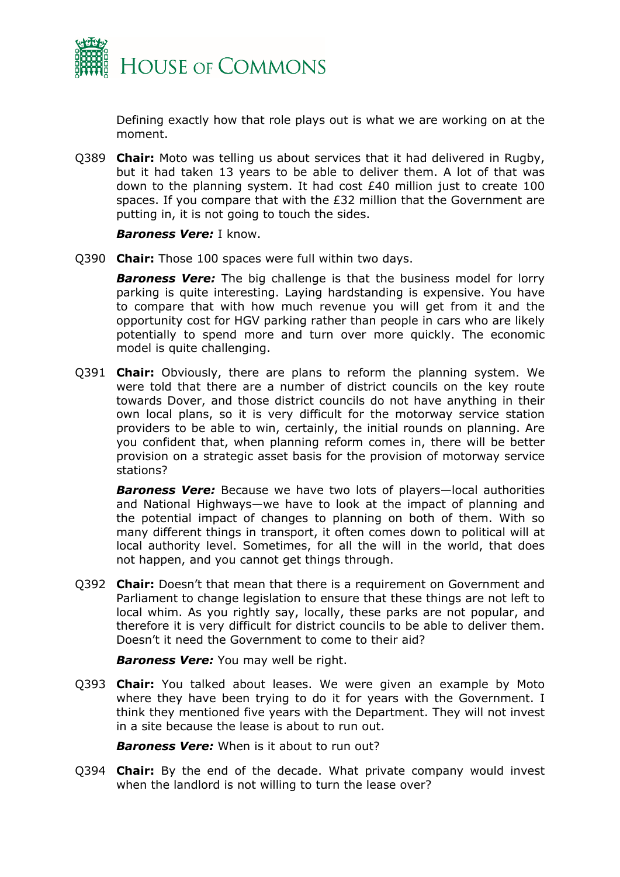Defining exactly how that role plays out is what we are working on at the moment.

Q389 **Chair:** Moto was telling us about services that it had delivered in Rugby, but it had taken 13 years to be able to deliver them. A lot of that was down to the planning system. It had cost £40 million just to create 100 spaces. If you compare that with the £32 million that the Government are putting in, it is not going to touch the sides.

***Baroness Vere:*** I know.

Q390 **Chair:** Those 100 spaces were full within two days.

***Baroness Vere:*** The big challenge is that the business model for lorry parking is quite interesting. Laying hardstanding is expensive. You have to compare that with how much revenue you will get from it and the opportunity cost for HGV parking rather than people in cars who are likely potentially to spend more and turn over more quickly. The economic model is quite challenging.

Q391 **Chair:** Obviously, there are plans to reform the planning system. We were told that there are a number of district councils on the key route towards Dover, and those district councils do not have anything in their own local plans, so it is very difficult for the motorway service station providers to be able to win, certainly, the initial rounds on planning. Are you confident that, when planning reform comes in, there will be better provision on a strategic asset basis for the provision of motorway service stations?

***Baroness Vere:*** Because we have two lots of players—local authorities and National Highways—we have to look at the impact of planning and the potential impact of changes to planning on both of them. With so many different things in transport, it often comes down to political will at local authority level. Sometimes, for all the will in the world, that does not happen, and you cannot get things through.

Q392 **Chair:** Doesn't that mean that there is a requirement on Government and Parliament to change legislation to ensure that these things are not left to local whim. As you rightly say, locally, these parks are not popular, and therefore it is very difficult for district councils to be able to deliver them. Doesn't it need the Government to come to their aid?

***Baroness Vere:*** You may well be right.

Q393 **Chair:** You talked about leases. We were given an example by Moto where they have been trying to do it for years with the Government. I think they mentioned five years with the Department. They will not invest in a site because the lease is about to run out.

***Baroness Vere:*** When is it about to run out?

Q394 **Chair:** By the end of the decade. What private company would invest when the landlord is not willing to turn the lease over?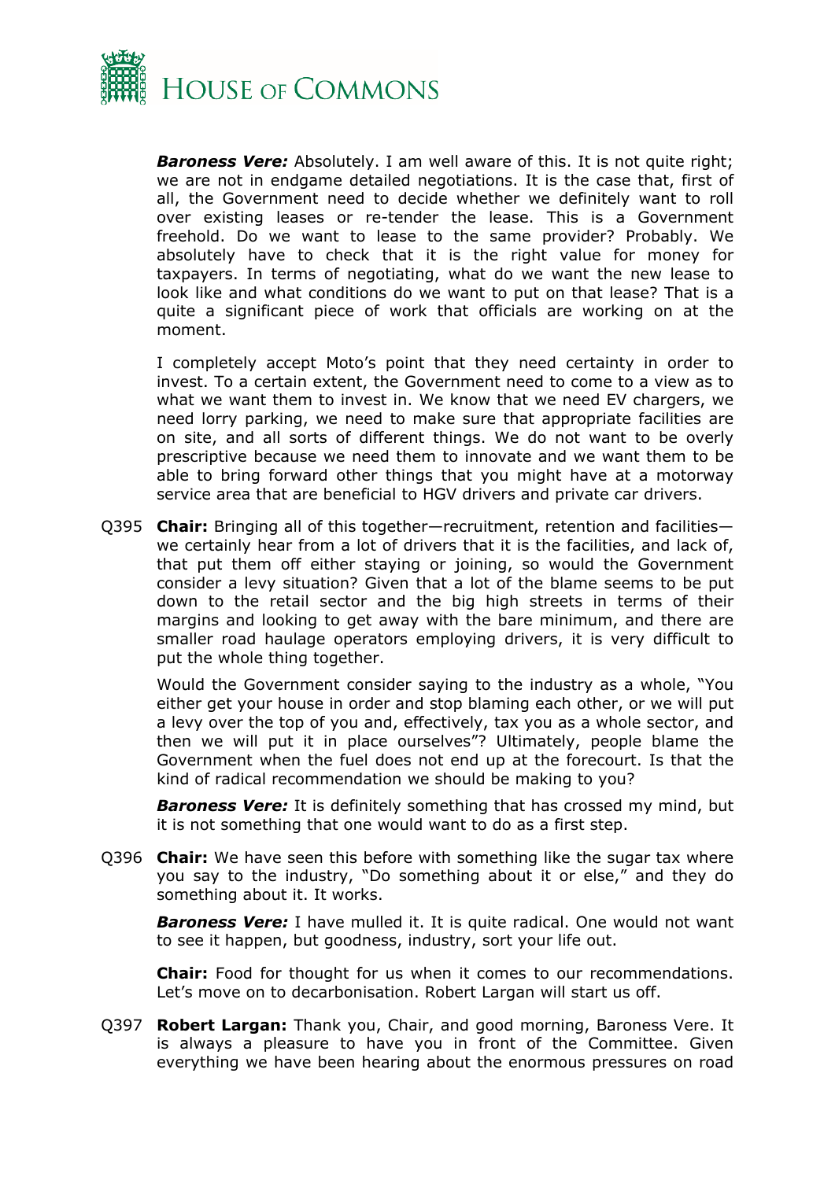***Baroness Vere:*** Absolutely. I am well aware of this. It is not quite right; we are not in endgame detailed negotiations. It is the case that, first of all, the Government need to decide whether we definitely want to roll over existing leases or re-tender the lease. This is a Government freehold. Do we want to lease to the same provider? Probably. We absolutely have to check that it is the right value for money for taxpayers. In terms of negotiating, what do we want the new lease to look like and what conditions do we want to put on that lease? That is a quite a significant piece of work that officials are working on at the moment.

I completely accept Moto's point that they need certainty in order to invest. To a certain extent, the Government need to come to a view as to what we want them to invest in. We know that we need EV chargers, we need lorry parking, we need to make sure that appropriate facilities are on site, and all sorts of different things. We do not want to be overly prescriptive because we need them to innovate and we want them to be able to bring forward other things that you might have at a motorway service area that are beneficial to HGV drivers and private car drivers.

Q395 **Chair:** Bringing all of this together—recruitment, retention and facilities—we certainly hear from a lot of drivers that it is the facilities, and lack of, that put them off either staying or joining, so would the Government consider a levy situation? Given that a lot of the blame seems to be put down to the retail sector and the big high streets in terms of their margins and looking to get away with the bare minimum, and there are smaller road haulage operators employing drivers, it is very difficult to put the whole thing together.

Would the Government consider saying to the industry as a whole, "You either get your house in order and stop blaming each other, or we will put a levy over the top of you and, effectively, tax you as a whole sector, and then we will put it in place ourselves"? Ultimately, people blame the Government when the fuel does not end up at the forecourt. Is that the kind of radical recommendation we should be making to you?

***Baroness Vere:*** It is definitely something that has crossed my mind, but it is not something that one would want to do as a first step.

Q396 **Chair:** We have seen this before with something like the sugar tax where you say to the industry, "Do something about it or else," and they do something about it. It works.

***Baroness Vere:*** I have mulled it. It is quite radical. One would not want to see it happen, but goodness, industry, sort your life out.

**Chair:** Food for thought for us when it comes to our recommendations. Let's move on to decarbonisation. Robert Largan will start us off.

Q397 **Robert Largan:** Thank you, Chair, and good morning, Baroness Vere. It is always a pleasure to have you in front of the Committee. Given everything we have been hearing about the enormous pressures on road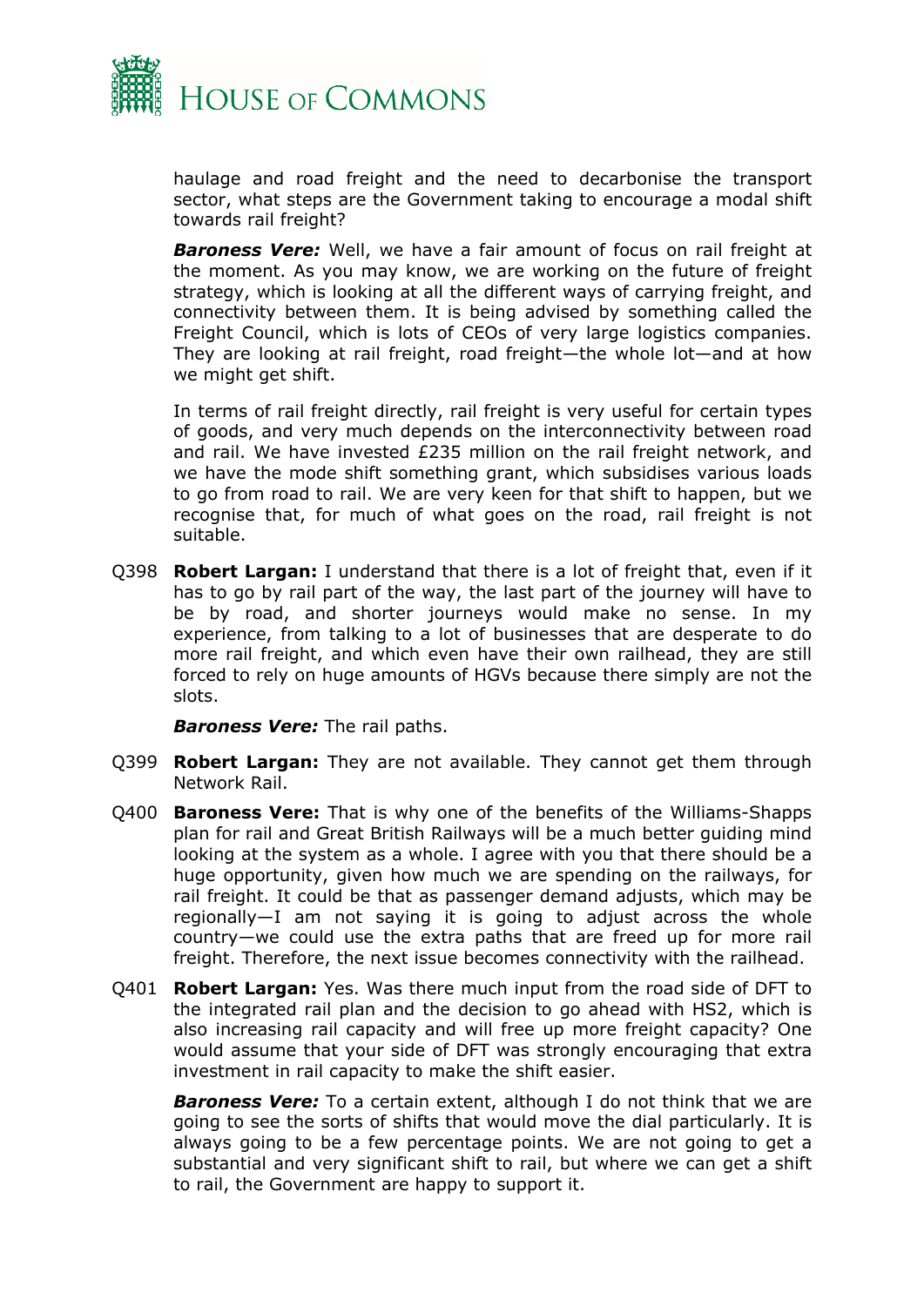haulage and road freight and the need to decarbonise the transport sector, what steps are the Government taking to encourage a modal shift towards rail freight?

***Baroness Vere:*** Well, we have a fair amount of focus on rail freight at the moment. As you may know, we are working on the future of freight strategy, which is looking at all the different ways of carrying freight, and connectivity between them. It is being advised by something called the Freight Council, which is lots of CEOs of very large logistics companies. They are looking at rail freight, road freight—the whole lot—and at how we might get shift.

In terms of rail freight directly, rail freight is very useful for certain types of goods, and very much depends on the interconnectivity between road and rail. We have invested £235 million on the rail freight network, and we have the mode shift something grant, which subsidises various loads to go from road to rail. We are very keen for that shift to happen, but we recognise that, for much of what goes on the road, rail freight is not suitable.

Q398 **Robert Largan:** I understand that there is a lot of freight that, even if it has to go by rail part of the way, the last part of the journey will have to be by road, and shorter journeys would make no sense. In my experience, from talking to a lot of businesses that are desperate to do more rail freight, and which even have their own railhead, they are still forced to rely on huge amounts of HGVs because there simply are not the slots.

***Baroness Vere:*** The rail paths.

Q399 **Robert Largan:** They are not available. They cannot get them through Network Rail.

Q400 ***Baroness Vere:*** That is why one of the benefits of the Williams-Shapps plan for rail and Great British Railways will be a much better guiding mind looking at the system as a whole. I agree with you that there should be a huge opportunity, given how much we are spending on the railways, for rail freight. It could be that as passenger demand adjusts, which may be regionally—I am not saying it is going to adjust across the whole country—we could use the extra paths that are freed up for more rail freight. Therefore, the next issue becomes connectivity with the railhead.

Q401 **Robert Largan:** Yes. Was there much input from the road side of DFT to the integrated rail plan and the decision to go ahead with HS2, which is also increasing rail capacity and will free up more freight capacity? One would assume that your side of DFT was strongly encouraging that extra investment in rail capacity to make the shift easier.

***Baroness Vere:*** To a certain extent, although I do not think that we are going to see the sorts of shifts that would move the dial particularly. It is always going to be a few percentage points. We are not going to get a substantial and very significant shift to rail, but where we can get a shift to rail, the Government are happy to support it.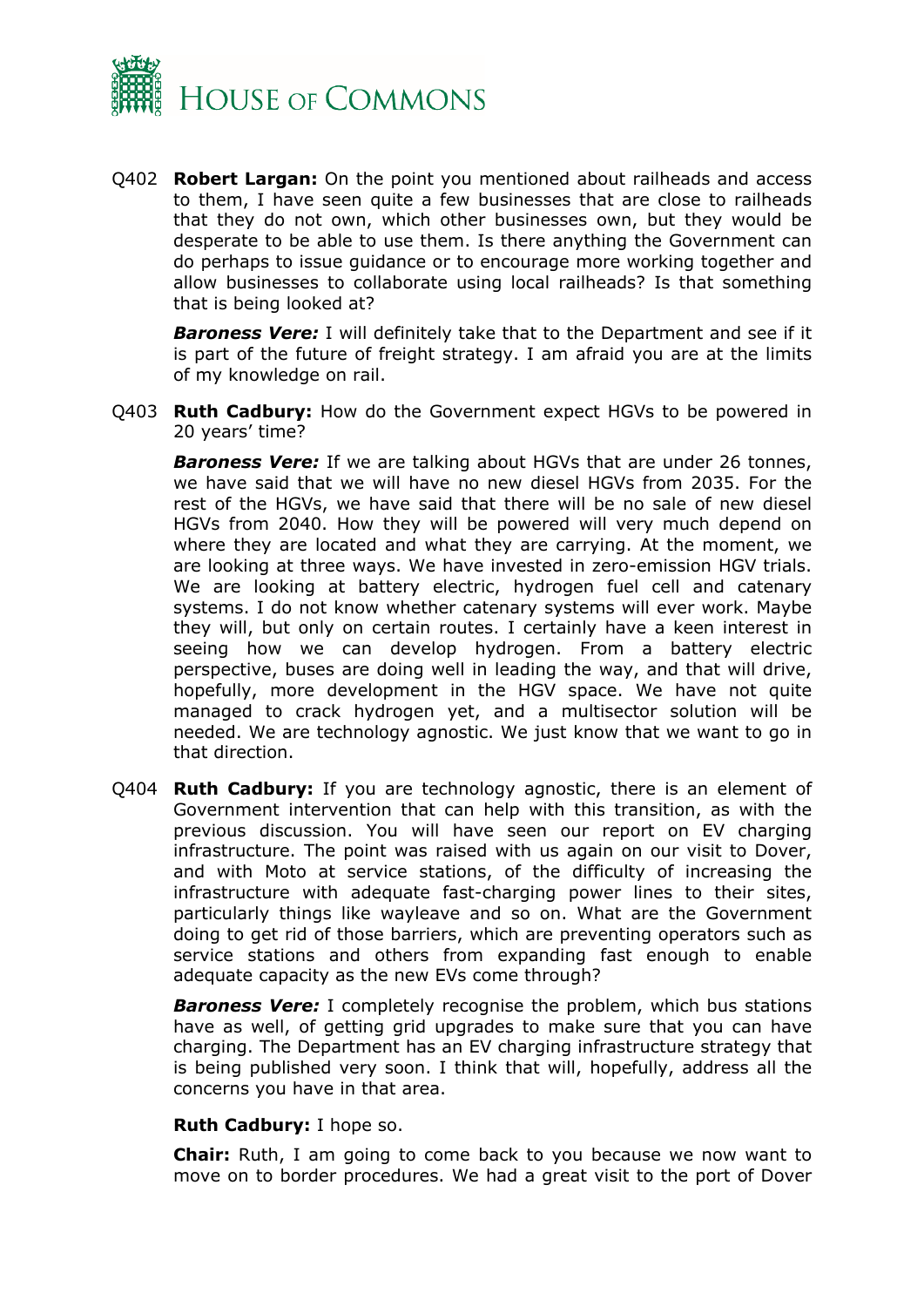Q402 **Robert Largan:** On the point you mentioned about railheads and access to them, I have seen quite a few businesses that are close to railheads that they do not own, which other businesses own, but they would be desperate to be able to use them. Is there anything the Government can do perhaps to issue guidance or to encourage more working together and allow businesses to collaborate using local railheads? Is that something that is being looked at?

***Baroness Vere:*** I will definitely take that to the Department and see if it is part of the future of freight strategy. I am afraid you are at the limits of my knowledge on rail.

Q403 **Ruth Cadbury:** How do the Government expect HGVs to be powered in 20 years' time?

***Baroness Vere:*** If we are talking about HGVs that are under 26 tonnes, we have said that we will have no new diesel HGVs from 2035. For the rest of the HGVs, we have said that there will be no sale of new diesel HGVs from 2040. How they will be powered will very much depend on where they are located and what they are carrying. At the moment, we are looking at three ways. We have invested in zero-emission HGV trials. We are looking at battery electric, hydrogen fuel cell and catenary systems. I do not know whether catenary systems will ever work. Maybe they will, but only on certain routes. I certainly have a keen interest in seeing how we can develop hydrogen. From a battery electric perspective, buses are doing well in leading the way, and that will drive, hopefully, more development in the HGV space. We have not quite managed to crack hydrogen yet, and a multisector solution will be needed. We are technology agnostic. We just know that we want to go in that direction.

Q404 **Ruth Cadbury:** If you are technology agnostic, there is an element of Government intervention that can help with this transition, as with the previous discussion. You will have seen our report on EV charging infrastructure. The point was raised with us again on our visit to Dover, and with Moto at service stations, of the difficulty of increasing the infrastructure with adequate fast-charging power lines to their sites, particularly things like wayleave and so on. What are the Government doing to get rid of those barriers, which are preventing operators such as service stations and others from expanding fast enough to enable adequate capacity as the new EVs come through?

***Baroness Vere:*** I completely recognise the problem, which bus stations have as well, of getting grid upgrades to make sure that you can have charging. The Department has an EV charging infrastructure strategy that is being published very soon. I think that will, hopefully, address all the concerns you have in that area.

**Ruth Cadbury:** I hope so.

**Chair:** Ruth, I am going to come back to you because we now want to move on to border procedures. We had a great visit to the port of Dover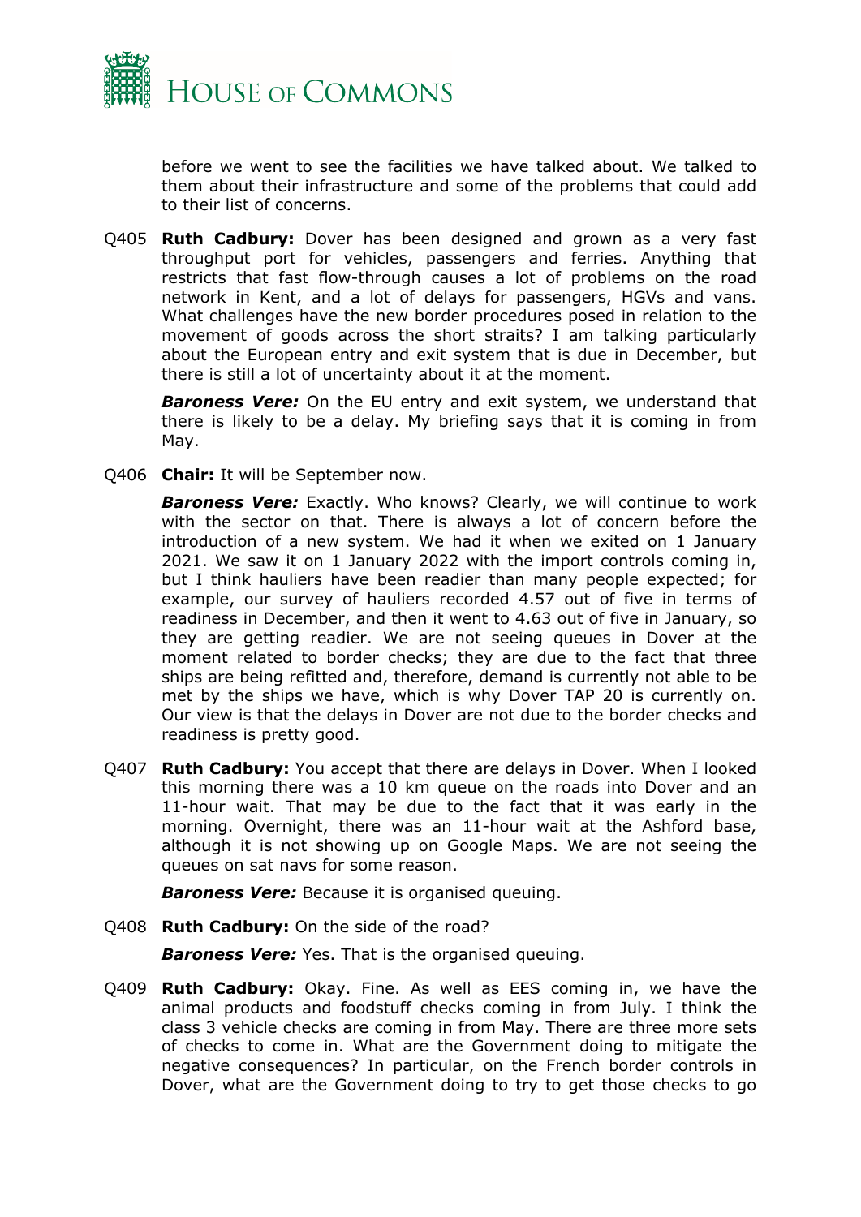before we went to see the facilities we have talked about. We talked to them about their infrastructure and some of the problems that could add to their list of concerns.

Q405 **Ruth Cadbury:** Dover has been designed and grown as a very fast throughput port for vehicles, passengers and ferries. Anything that restricts that fast flow-through causes a lot of problems on the road network in Kent, and a lot of delays for passengers, HGVs and vans. What challenges have the new border procedures posed in relation to the movement of goods across the short straits? I am talking particularly about the European entry and exit system that is due in December, but there is still a lot of uncertainty about it at the moment.

***Baroness Vere:*** On the EU entry and exit system, we understand that there is likely to be a delay. My briefing says that it is coming in from May.

Q406 **Chair:** It will be September now.

***Baroness Vere:*** Exactly. Who knows? Clearly, we will continue to work with the sector on that. There is always a lot of concern before the introduction of a new system. We had it when we exited on 1 January 2021. We saw it on 1 January 2022 with the import controls coming in, but I think hauliers have been readier than many people expected; for example, our survey of hauliers recorded 4.57 out of five in terms of readiness in December, and then it went to 4.63 out of five in January, so they are getting readier. We are not seeing queues in Dover at the moment related to border checks; they are due to the fact that three ships are being refitted and, therefore, demand is currently not able to be met by the ships we have, which is why Dover TAP 20 is currently on. Our view is that the delays in Dover are not due to the border checks and readiness is pretty good.

Q407 **Ruth Cadbury:** You accept that there are delays in Dover. When I looked this morning there was a 10 km queue on the roads into Dover and an 11-hour wait. That may be due to the fact that it was early in the morning. Overnight, there was an 11-hour wait at the Ashford base, although it is not showing up on Google Maps. We are not seeing the queues on sat navs for some reason.

***Baroness Vere:*** Because it is organised queuing.

Q408 **Ruth Cadbury:** On the side of the road?

***Baroness Vere:*** Yes. That is the organised queuing.

Q409 **Ruth Cadbury:** Okay. Fine. As well as EES coming in, we have the animal products and foodstuff checks coming in from July. I think the class 3 vehicle checks are coming in from May. There are three more sets of checks to come in. What are the Government doing to mitigate the negative consequences? In particular, on the French border controls in Dover, what are the Government doing to try to get those checks to go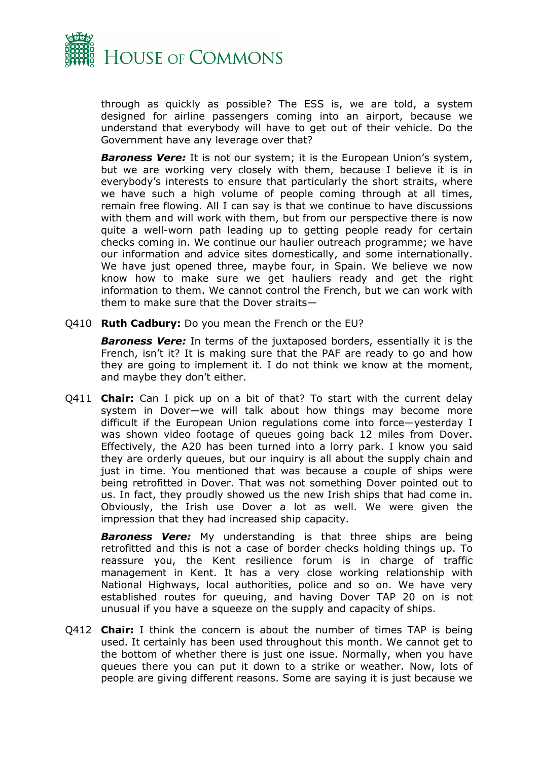through as quickly as possible? The ESS is, we are told, a system designed for airline passengers coming into an airport, because we understand that everybody will have to get out of their vehicle. Do the Government have any leverage over that?

***Baroness Vere:*** It is not our system; it is the European Union's system, but we are working very closely with them, because I believe it is in everybody's interests to ensure that particularly the short straits, where we have such a high volume of people coming through at all times, remain free flowing. All I can say is that we continue to have discussions with them and will work with them, but from our perspective there is now quite a well-worn path leading up to getting people ready for certain checks coming in. We continue our haulier outreach programme; we have our information and advice sites domestically, and some internationally. We have just opened three, maybe four, in Spain. We believe we now know how to make sure we get hauliers ready and get the right information to them. We cannot control the French, but we can work with them to make sure that the Dover straits—

Q410 **Ruth Cadbury:** Do you mean the French or the EU?

***Baroness Vere:*** In terms of the juxtaposed borders, essentially it is the French, isn't it? It is making sure that the PAF are ready to go and how they are going to implement it. I do not think we know at the moment, and maybe they don't either.

Q411 **Chair:** Can I pick up on a bit of that? To start with the current delay system in Dover—we will talk about how things may become more difficult if the European Union regulations come into force—yesterday I was shown video footage of queues going back 12 miles from Dover. Effectively, the A20 has been turned into a lorry park. I know you said they are orderly queues, but our inquiry is all about the supply chain and just in time. You mentioned that was because a couple of ships were being retrofitted in Dover. That was not something Dover pointed out to us. In fact, they proudly showed us the new Irish ships that had come in. Obviously, the Irish use Dover a lot as well. We were given the impression that they had increased ship capacity.

***Baroness Vere:*** My understanding is that three ships are being retrofitted and this is not a case of border checks holding things up. To reassure you, the Kent resilience forum is in charge of traffic management in Kent. It has a very close working relationship with National Highways, local authorities, police and so on. We have very established routes for queuing, and having Dover TAP 20 on is not unusual if you have a squeeze on the supply and capacity of ships.

Q412 **Chair:** I think the concern is about the number of times TAP is being used. It certainly has been used throughout this month. We cannot get to the bottom of whether there is just one issue. Normally, when you have queues there you can put it down to a strike or weather. Now, lots of people are giving different reasons. Some are saying it is just because we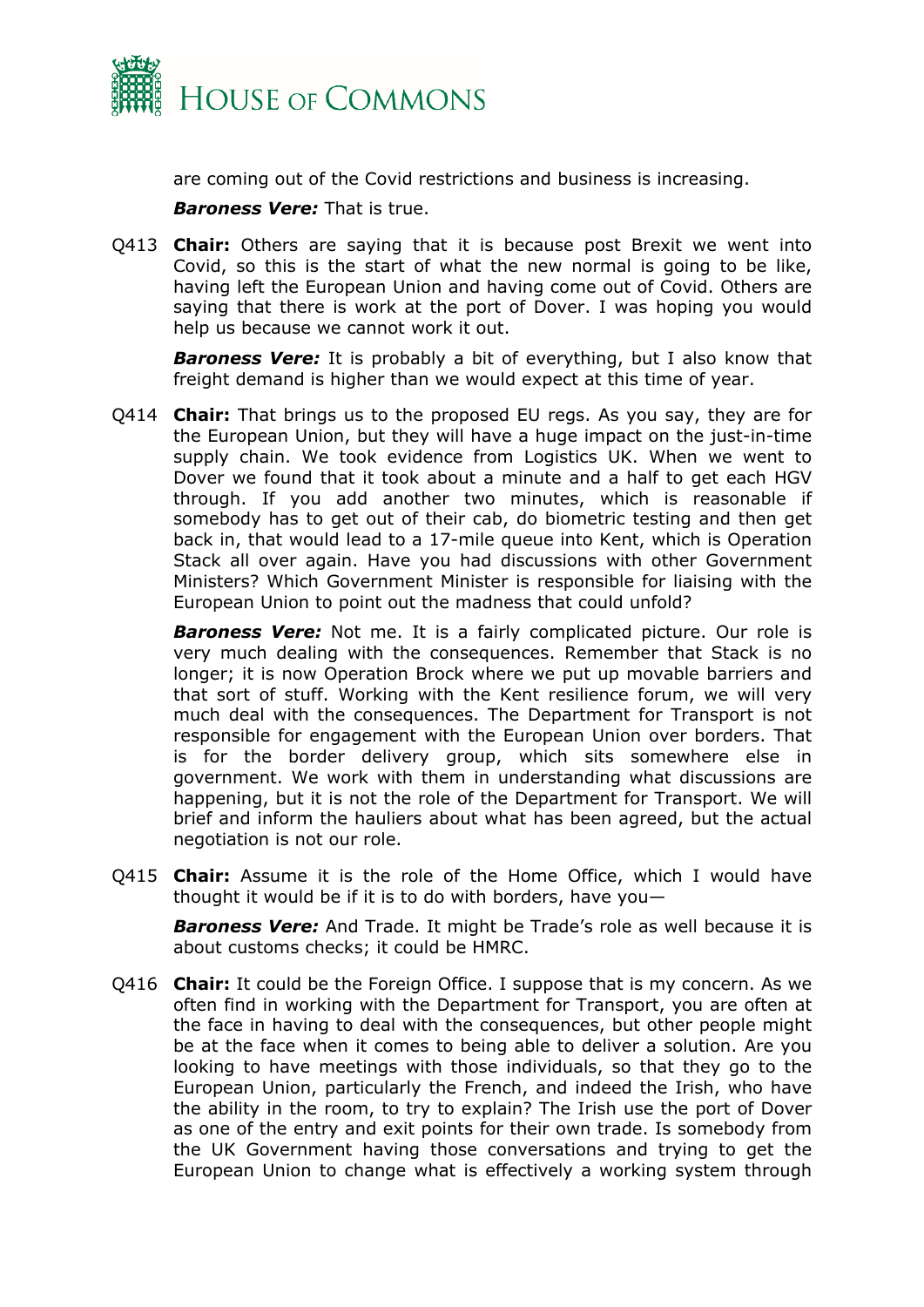are coming out of the Covid restrictions and business is increasing.

***Baroness Vere:*** That is true.

Q413 **Chair:** Others are saying that it is because post Brexit we went into Covid, so this is the start of what the new normal is going to be like, having left the European Union and having come out of Covid. Others are saying that there is work at the port of Dover. I was hoping you would help us because we cannot work it out.

***Baroness Vere:*** It is probably a bit of everything, but I also know that freight demand is higher than we would expect at this time of year.

Q414 **Chair:** That brings us to the proposed EU regs. As you say, they are for the European Union, but they will have a huge impact on the just-in-time supply chain. We took evidence from Logistics UK. When we went to Dover we found that it took about a minute and a half to get each HGV through. If you add another two minutes, which is reasonable if somebody has to get out of their cab, do biometric testing and then get back in, that would lead to a 17-mile queue into Kent, which is Operation Stack all over again. Have you had discussions with other Government Ministers? Which Government Minister is responsible for liaising with the European Union to point out the madness that could unfold?

***Baroness Vere:*** Not me. It is a fairly complicated picture. Our role is very much dealing with the consequences. Remember that Stack is no longer; it is now Operation Brock where we put up movable barriers and that sort of stuff. Working with the Kent resilience forum, we will very much deal with the consequences. The Department for Transport is not responsible for engagement with the European Union over borders. That is for the border delivery group, which sits somewhere else in government. We work with them in understanding what discussions are happening, but it is not the role of the Department for Transport. We will brief and inform the hauliers about what has been agreed, but the actual negotiation is not our role.

Q415 **Chair:** Assume it is the role of the Home Office, which I would have thought it would be if it is to do with borders, have you—

***Baroness Vere:*** And Trade. It might be Trade's role as well because it is about customs checks; it could be HMRC.

Q416 **Chair:** It could be the Foreign Office. I suppose that is my concern. As we often find in working with the Department for Transport, you are often at the face in having to deal with the consequences, but other people might be at the face when it comes to being able to deliver a solution. Are you looking to have meetings with those individuals, so that they go to the European Union, particularly the French, and indeed the Irish, who have the ability in the room, to try to explain? The Irish use the port of Dover as one of the entry and exit points for their own trade. Is somebody from the UK Government having those conversations and trying to get the European Union to change what is effectively a working system through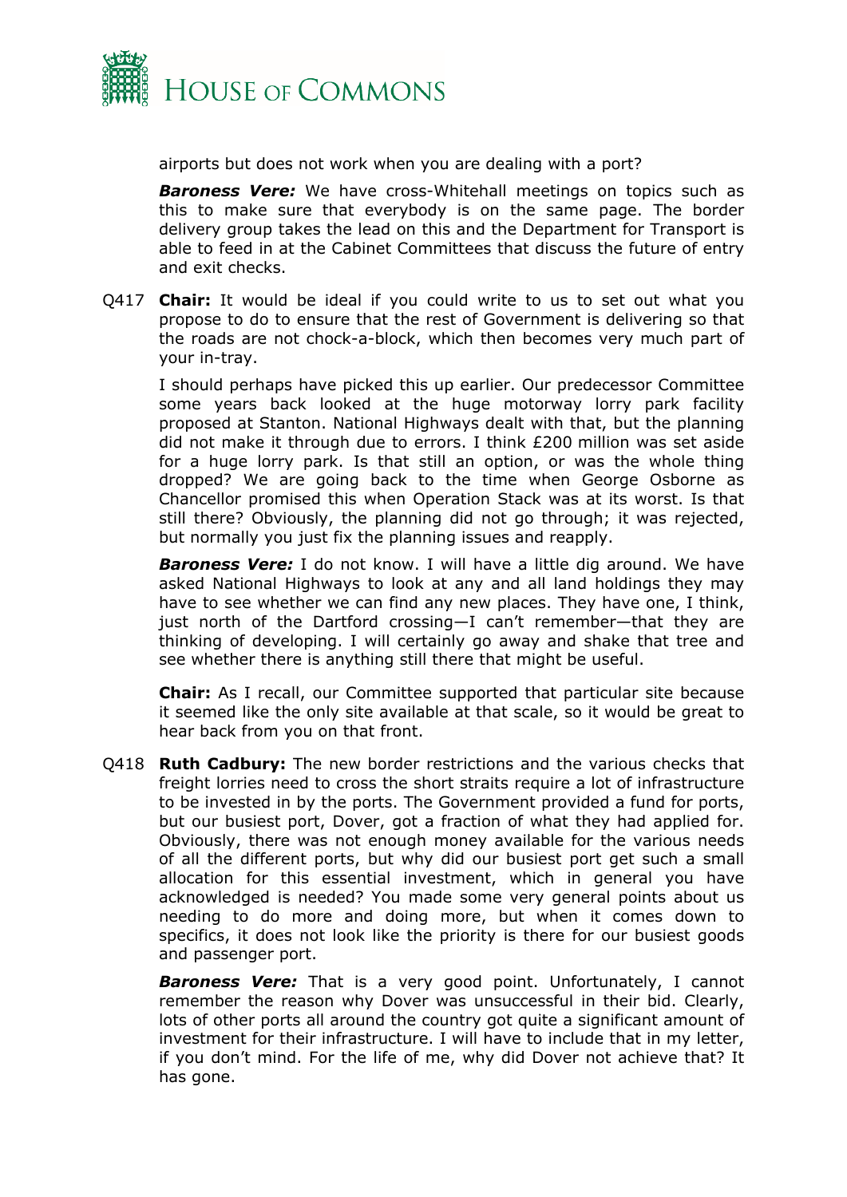airports but does not work when you are dealing with a port?

***Baroness Vere:*** We have cross-Whitehall meetings on topics such as this to make sure that everybody is on the same page. The border delivery group takes the lead on this and the Department for Transport is able to feed in at the Cabinet Committees that discuss the future of entry and exit checks.

Q417 **Chair:** It would be ideal if you could write to us to set out what you propose to do to ensure that the rest of Government is delivering so that the roads are not chock-a-block, which then becomes very much part of your in-tray.

I should perhaps have picked this up earlier. Our predecessor Committee some years back looked at the huge motorway lorry park facility proposed at Stanton. National Highways dealt with that, but the planning did not make it through due to errors. I think £200 million was set aside for a huge lorry park. Is that still an option, or was the whole thing dropped? We are going back to the time when George Osborne as Chancellor promised this when Operation Stack was at its worst. Is that still there? Obviously, the planning did not go through; it was rejected, but normally you just fix the planning issues and reapply.

***Baroness Vere:*** I do not know. I will have a little dig around. We have asked National Highways to look at any and all land holdings they may have to see whether we can find any new places. They have one, I think, just north of the Dartford crossing—I can't remember—that they are thinking of developing. I will certainly go away and shake that tree and see whether there is anything still there that might be useful.

**Chair:** As I recall, our Committee supported that particular site because it seemed like the only site available at that scale, so it would be great to hear back from you on that front.

Q418 **Ruth Cadbury:** The new border restrictions and the various checks that freight lorries need to cross the short straits require a lot of infrastructure to be invested in by the ports. The Government provided a fund for ports, but our busiest port, Dover, got a fraction of what they had applied for. Obviously, there was not enough money available for the various needs of all the different ports, but why did our busiest port get such a small allocation for this essential investment, which in general you have acknowledged is needed? You made some very general points about us needing to do more and doing more, but when it comes down to specifics, it does not look like the priority is there for our busiest goods and passenger port.

***Baroness Vere:*** That is a very good point. Unfortunately, I cannot remember the reason why Dover was unsuccessful in their bid. Clearly, lots of other ports all around the country got quite a significant amount of investment for their infrastructure. I will have to include that in my letter, if you don't mind. For the life of me, why did Dover not achieve that? It has gone.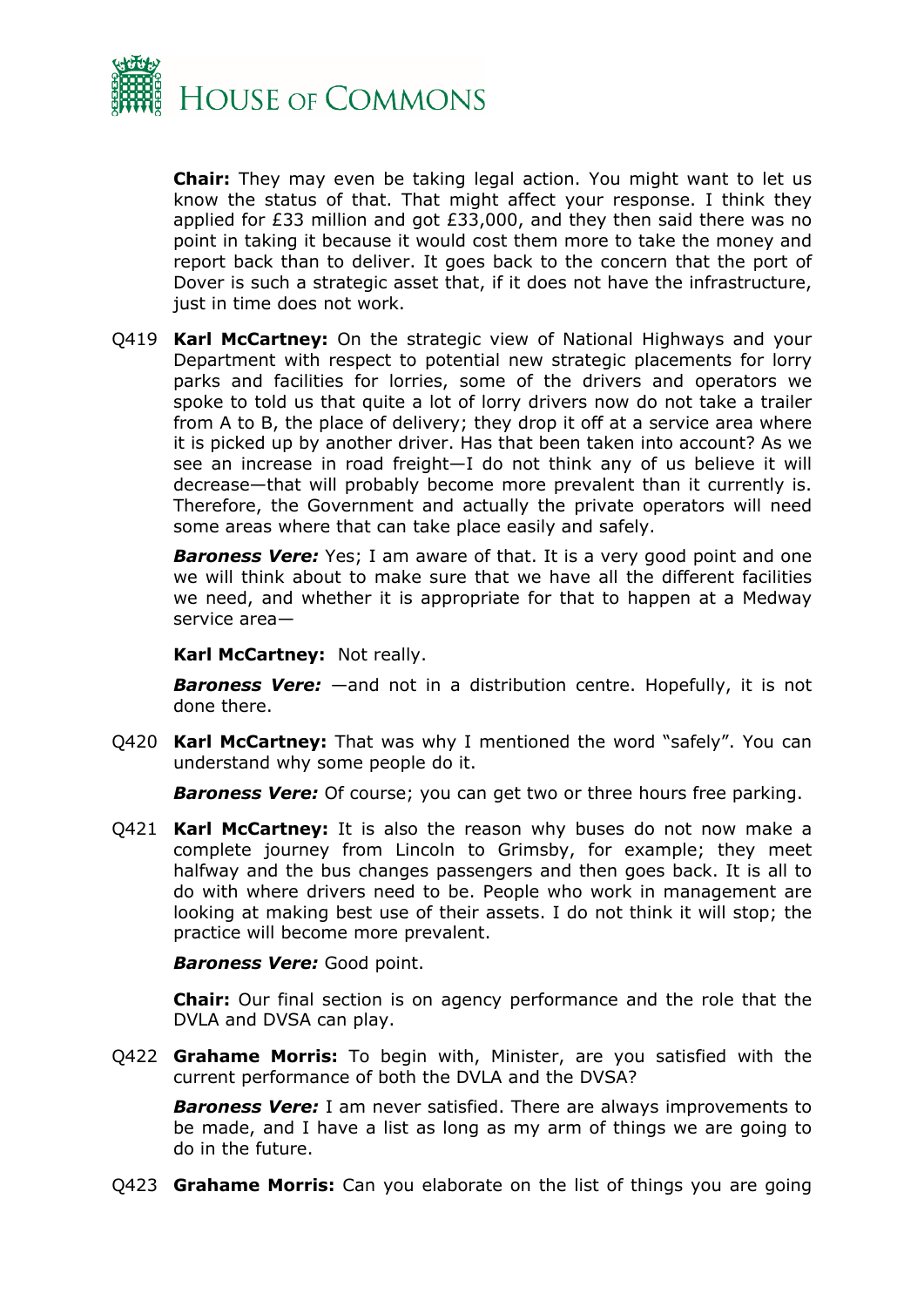**Chair:** They may even be taking legal action. You might want to let us know the status of that. That might affect your response. I think they applied for £33 million and got £33,000, and they then said there was no point in taking it because it would cost them more to take the money and report back than to deliver. It goes back to the concern that the port of Dover is such a strategic asset that, if it does not have the infrastructure, just in time does not work.

Q419 **Karl McCartney:** On the strategic view of National Highways and your Department with respect to potential new strategic placements for lorry parks and facilities for lorries, some of the drivers and operators we spoke to told us that quite a lot of lorry drivers now do not take a trailer from A to B, the place of delivery; they drop it off at a service area where it is picked up by another driver. Has that been taken into account? As we see an increase in road freight—I do not think any of us believe it will decrease—that will probably become more prevalent than it currently is. Therefore, the Government and actually the private operators will need some areas where that can take place easily and safely.

***Baroness Vere:*** Yes; I am aware of that. It is a very good point and one we will think about to make sure that we have all the different facilities we need, and whether it is appropriate for that to happen at a Medway service area—

**Karl McCartney:** Not really.

***Baroness Vere:*** —and not in a distribution centre. Hopefully, it is not done there.

Q420 **Karl McCartney:** That was why I mentioned the word "safely". You can understand why some people do it.

***Baroness Vere:*** Of course; you can get two or three hours free parking.

Q421 **Karl McCartney:** It is also the reason why buses do not now make a complete journey from Lincoln to Grimsby, for example; they meet halfway and the bus changes passengers and then goes back. It is all to do with where drivers need to be. People who work in management are looking at making best use of their assets. I do not think it will stop; the practice will become more prevalent.

***Baroness Vere:*** Good point.

**Chair:** Our final section is on agency performance and the role that the DVLA and DVSA can play.

Q422 **Grahame Morris:** To begin with, Minister, are you satisfied with the current performance of both the DVLA and the DVSA?

***Baroness Vere:*** I am never satisfied. There are always improvements to be made, and I have a list as long as my arm of things we are going to do in the future.

Q423 **Grahame Morris:** Can you elaborate on the list of things you are going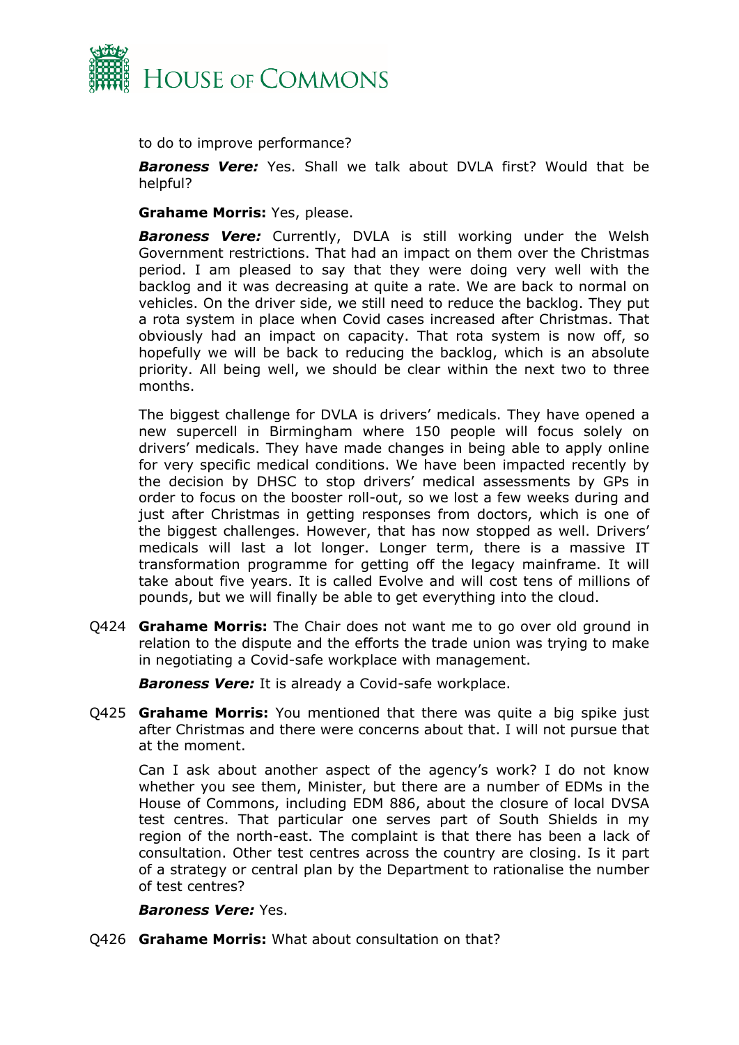to do to improve performance?

***Baroness Vere:*** Yes. Shall we talk about DVLA first? Would that be helpful?

**Grahame Morris:** Yes, please.

***Baroness Vere:*** Currently, DVLA is still working under the Welsh Government restrictions. That had an impact on them over the Christmas period. I am pleased to say that they were doing very well with the backlog and it was decreasing at quite a rate. We are back to normal on vehicles. On the driver side, we still need to reduce the backlog. They put a rota system in place when Covid cases increased after Christmas. That obviously had an impact on capacity. That rota system is now off, so hopefully we will be back to reducing the backlog, which is an absolute priority. All being well, we should be clear within the next two to three months.

The biggest challenge for DVLA is drivers' medicals. They have opened a new supercell in Birmingham where 150 people will focus solely on drivers' medicals. They have made changes in being able to apply online for very specific medical conditions. We have been impacted recently by the decision by DHSC to stop drivers' medical assessments by GPs in order to focus on the booster roll-out, so we lost a few weeks during and just after Christmas in getting responses from doctors, which is one of the biggest challenges. However, that has now stopped as well. Drivers' medicals will last a lot longer. Longer term, there is a massive IT transformation programme for getting off the legacy mainframe. It will take about five years. It is called Evolve and will cost tens of millions of pounds, but we will finally be able to get everything into the cloud.

Q424 **Grahame Morris:** The Chair does not want me to go over old ground in relation to the dispute and the efforts the trade union was trying to make in negotiating a Covid-safe workplace with management.

***Baroness Vere:*** It is already a Covid-safe workplace.

Q425 **Grahame Morris:** You mentioned that there was quite a big spike just after Christmas and there were concerns about that. I will not pursue that at the moment.

Can I ask about another aspect of the agency's work? I do not know whether you see them, Minister, but there are a number of EDMs in the House of Commons, including EDM 886, about the closure of local DVSA test centres. That particular one serves part of South Shields in my region of the north-east. The complaint is that there has been a lack of consultation. Other test centres across the country are closing. Is it part of a strategy or central plan by the Department to rationalise the number of test centres?

***Baroness Vere:*** Yes.

Q426 **Grahame Morris:** What about consultation on that?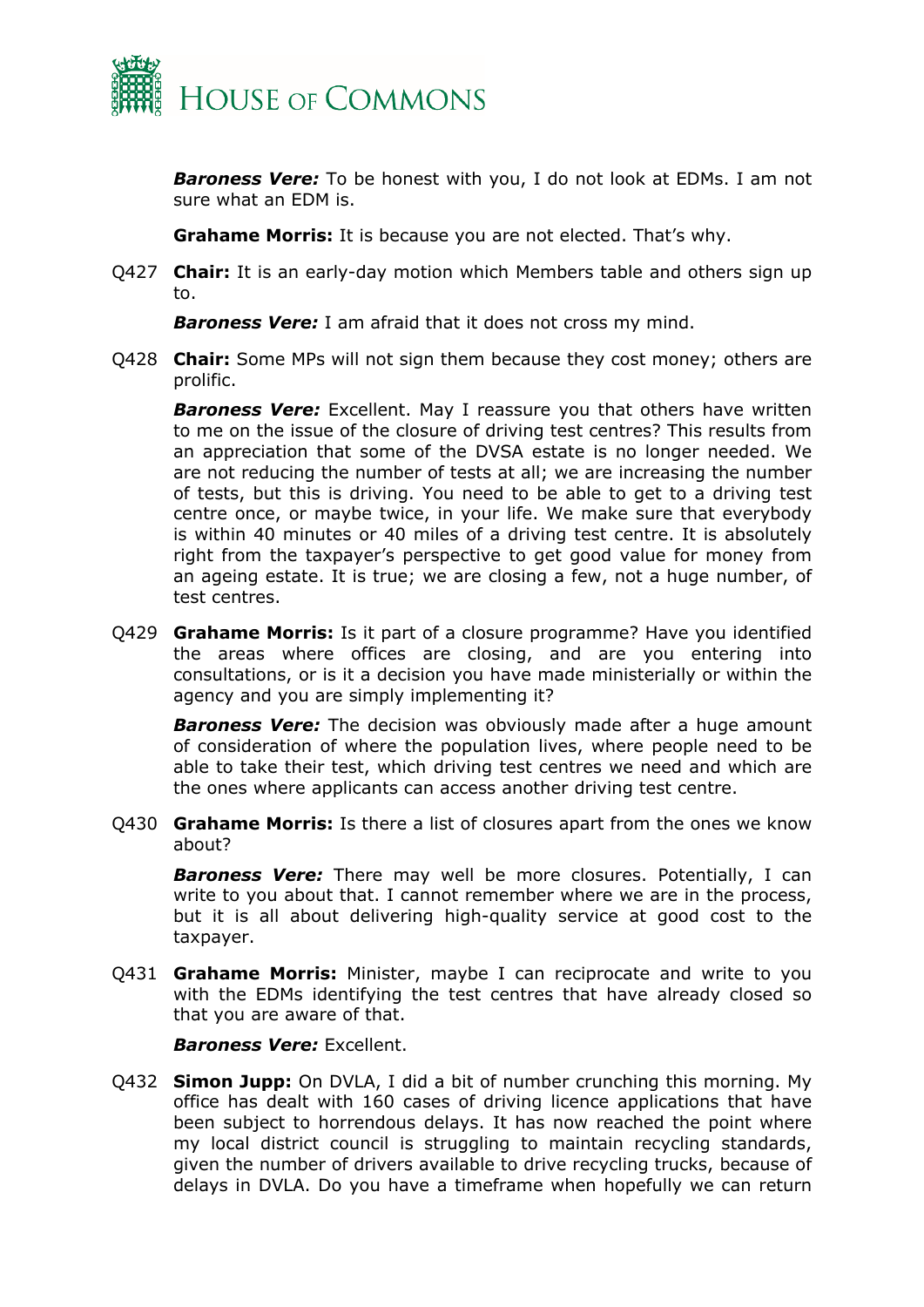***Baroness Vere:*** To be honest with you, I do not look at EDMs. I am not sure what an EDM is.

**Grahame Morris:** It is because you are not elected. That's why.

Q427 **Chair:** It is an early-day motion which Members table and others sign up to.

***Baroness Vere:*** I am afraid that it does not cross my mind.

Q428 **Chair:** Some MPs will not sign them because they cost money; others are prolific.

***Baroness Vere:*** Excellent. May I reassure you that others have written to me on the issue of the closure of driving test centres? This results from an appreciation that some of the DVSA estate is no longer needed. We are not reducing the number of tests at all; we are increasing the number of tests, but this is driving. You need to be able to get to a driving test centre once, or maybe twice, in your life. We make sure that everybody is within 40 minutes or 40 miles of a driving test centre. It is absolutely right from the taxpayer's perspective to get good value for money from an ageing estate. It is true; we are closing a few, not a huge number, of test centres.

Q429 **Grahame Morris:** Is it part of a closure programme? Have you identified the areas where offices are closing, and are you entering into consultations, or is it a decision you have made ministerially or within the agency and you are simply implementing it?

***Baroness Vere:*** The decision was obviously made after a huge amount of consideration of where the population lives, where people need to be able to take their test, which driving test centres we need and which are the ones where applicants can access another driving test centre.

Q430 **Grahame Morris:** Is there a list of closures apart from the ones we know about?

***Baroness Vere:*** There may well be more closures. Potentially, I can write to you about that. I cannot remember where we are in the process, but it is all about delivering high-quality service at good cost to the taxpayer.

Q431 **Grahame Morris:** Minister, maybe I can reciprocate and write to you with the EDMs identifying the test centres that have already closed so that you are aware of that.

***Baroness Vere:*** Excellent.

Q432 **Simon Jupp:** On DVLA, I did a bit of number crunching this morning. My office has dealt with 160 cases of driving licence applications that have been subject to horrendous delays. It has now reached the point where my local district council is struggling to maintain recycling standards, given the number of drivers available to drive recycling trucks, because of delays in DVLA. Do you have a timeframe when hopefully we can return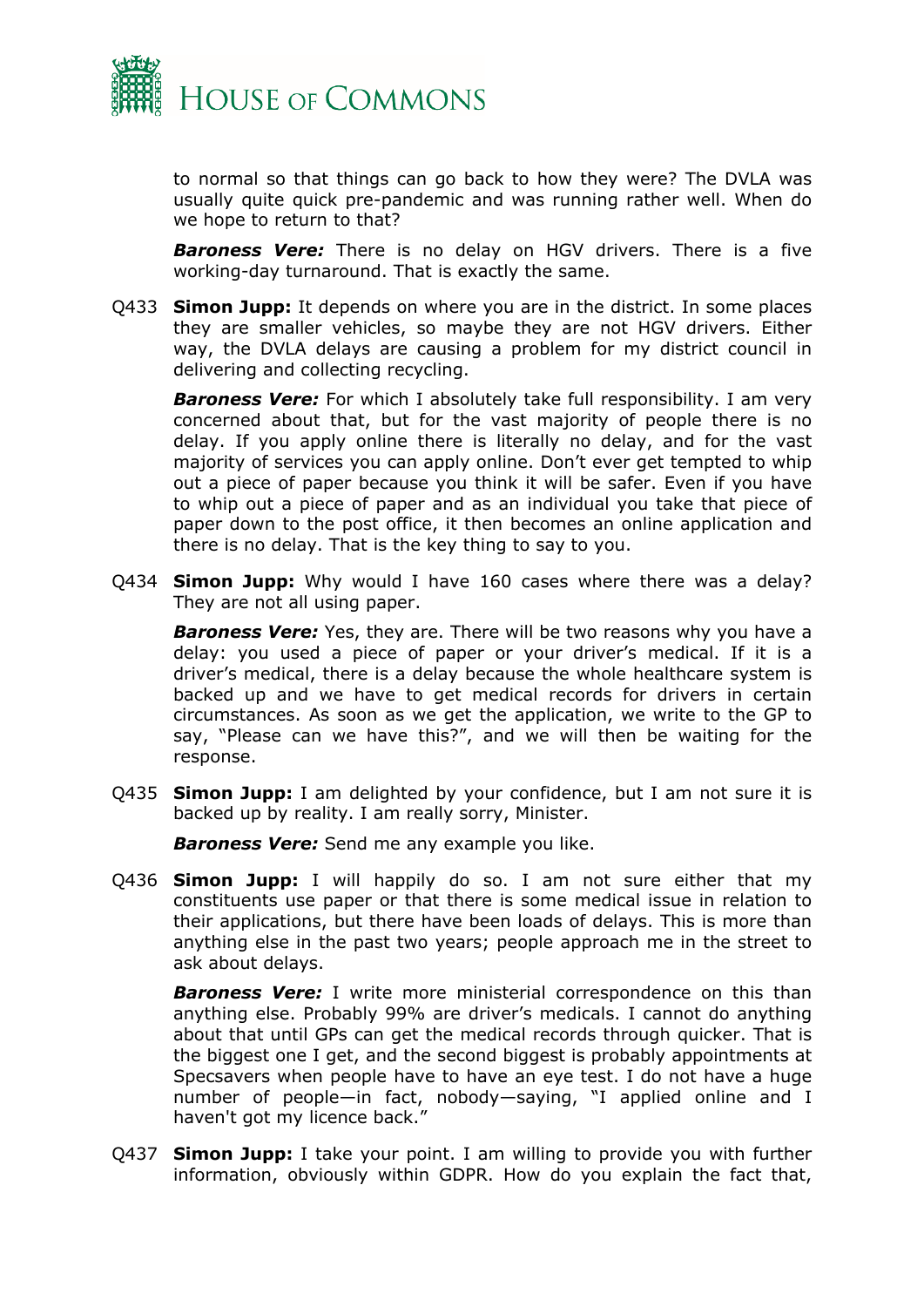to normal so that things can go back to how they were? The DVLA was usually quite quick pre-pandemic and was running rather well. When do we hope to return to that?

***Baroness Vere:*** There is no delay on HGV drivers. There is a five working-day turnaround. That is exactly the same.

Q433 **Simon Jupp:** It depends on where you are in the district. In some places they are smaller vehicles, so maybe they are not HGV drivers. Either way, the DVLA delays are causing a problem for my district council in delivering and collecting recycling.

***Baroness Vere:*** For which I absolutely take full responsibility. I am very concerned about that, but for the vast majority of people there is no delay. If you apply online there is literally no delay, and for the vast majority of services you can apply online. Don't ever get tempted to whip out a piece of paper because you think it will be safer. Even if you have to whip out a piece of paper and as an individual you take that piece of paper down to the post office, it then becomes an online application and there is no delay. That is the key thing to say to you.

Q434 **Simon Jupp:** Why would I have 160 cases where there was a delay? They are not all using paper.

***Baroness Vere:*** Yes, they are. There will be two reasons why you have a delay: you used a piece of paper or your driver's medical. If it is a driver's medical, there is a delay because the whole healthcare system is backed up and we have to get medical records for drivers in certain circumstances. As soon as we get the application, we write to the GP to say, "Please can we have this?", and we will then be waiting for the response.

Q435 **Simon Jupp:** I am delighted by your confidence, but I am not sure it is backed up by reality. I am really sorry, Minister.

***Baroness Vere:*** Send me any example you like.

Q436 **Simon Jupp:** I will happily do so. I am not sure either that my constituents use paper or that there is some medical issue in relation to their applications, but there have been loads of delays. This is more than anything else in the past two years; people approach me in the street to ask about delays.

***Baroness Vere:*** I write more ministerial correspondence on this than anything else. Probably 99% are driver's medicals. I cannot do anything about that until GPs can get the medical records through quicker. That is the biggest one I get, and the second biggest is probably appointments at Specsavers when people have to have an eye test. I do not have a huge number of people—in fact, nobody—saying, "I applied online and I haven't got my licence back."

Q437 **Simon Jupp:** I take your point. I am willing to provide you with further information, obviously within GDPR. How do you explain the fact that,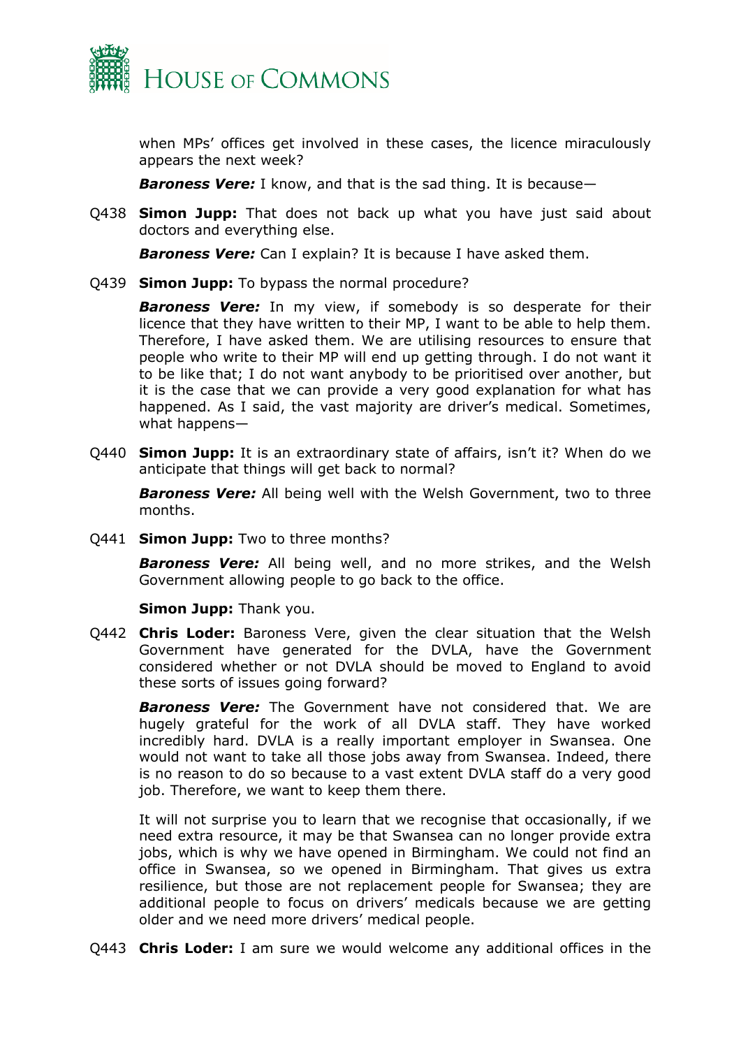when MPs' offices get involved in these cases, the licence miraculously appears the next week?

***Baroness Vere:*** I know, and that is the sad thing. It is because—

Q438 **Simon Jupp:** That does not back up what you have just said about doctors and everything else.

***Baroness Vere:*** Can I explain? It is because I have asked them.

Q439 **Simon Jupp:** To bypass the normal procedure?

***Baroness Vere:*** In my view, if somebody is so desperate for their licence that they have written to their MP, I want to be able to help them. Therefore, I have asked them. We are utilising resources to ensure that people who write to their MP will end up getting through. I do not want it to be like that; I do not want anybody to be prioritised over another, but it is the case that we can provide a very good explanation for what has happened. As I said, the vast majority are driver's medical. Sometimes, what happens—

Q440 **Simon Jupp:** It is an extraordinary state of affairs, isn't it? When do we anticipate that things will get back to normal?

***Baroness Vere:*** All being well with the Welsh Government, two to three months.

Q441 **Simon Jupp:** Two to three months?

***Baroness Vere:*** All being well, and no more strikes, and the Welsh Government allowing people to go back to the office.

**Simon Jupp:** Thank you.

Q442 **Chris Loder:** Baroness Vere, given the clear situation that the Welsh Government have generated for the DVLA, have the Government considered whether or not DVLA should be moved to England to avoid these sorts of issues going forward?

***Baroness Vere:*** The Government have not considered that. We are hugely grateful for the work of all DVLA staff. They have worked incredibly hard. DVLA is a really important employer in Swansea. One would not want to take all those jobs away from Swansea. Indeed, there is no reason to do so because to a vast extent DVLA staff do a very good job. Therefore, we want to keep them there.

It will not surprise you to learn that we recognise that occasionally, if we need extra resource, it may be that Swansea can no longer provide extra jobs, which is why we have opened in Birmingham. We could not find an office in Swansea, so we opened in Birmingham. That gives us extra resilience, but those are not replacement people for Swansea; they are additional people to focus on drivers' medicals because we are getting older and we need more drivers' medical people.

Q443 **Chris Loder:** I am sure we would welcome any additional offices in the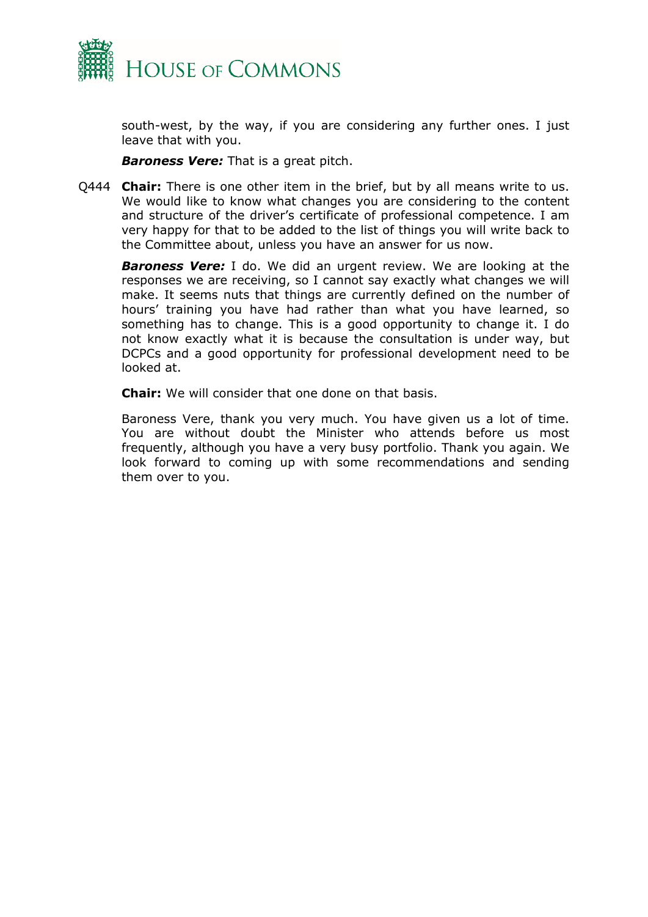south-west, by the way, if you are considering any further ones. I just leave that with you.

***Baroness Vere:*** That is a great pitch.

Q444 **Chair:** There is one other item in the brief, but by all means write to us. We would like to know what changes you are considering to the content and structure of the driver's certificate of professional competence. I am very happy for that to be added to the list of things you will write back to the Committee about, unless you have an answer for us now.

***Baroness Vere:*** I do. We did an urgent review. We are looking at the responses we are receiving, so I cannot say exactly what changes we will make. It seems nuts that things are currently defined on the number of hours' training you have had rather than what you have learned, so something has to change. This is a good opportunity to change it. I do not know exactly what it is because the consultation is under way, but DCPCs and a good opportunity for professional development need to be looked at.

**Chair:** We will consider that one done on that basis.

Baroness Vere, thank you very much. You have given us a lot of time. You are without doubt the Minister who attends before us most frequently, although you have a very busy portfolio. Thank you again. We look forward to coming up with some recommendations and sending them over to you.